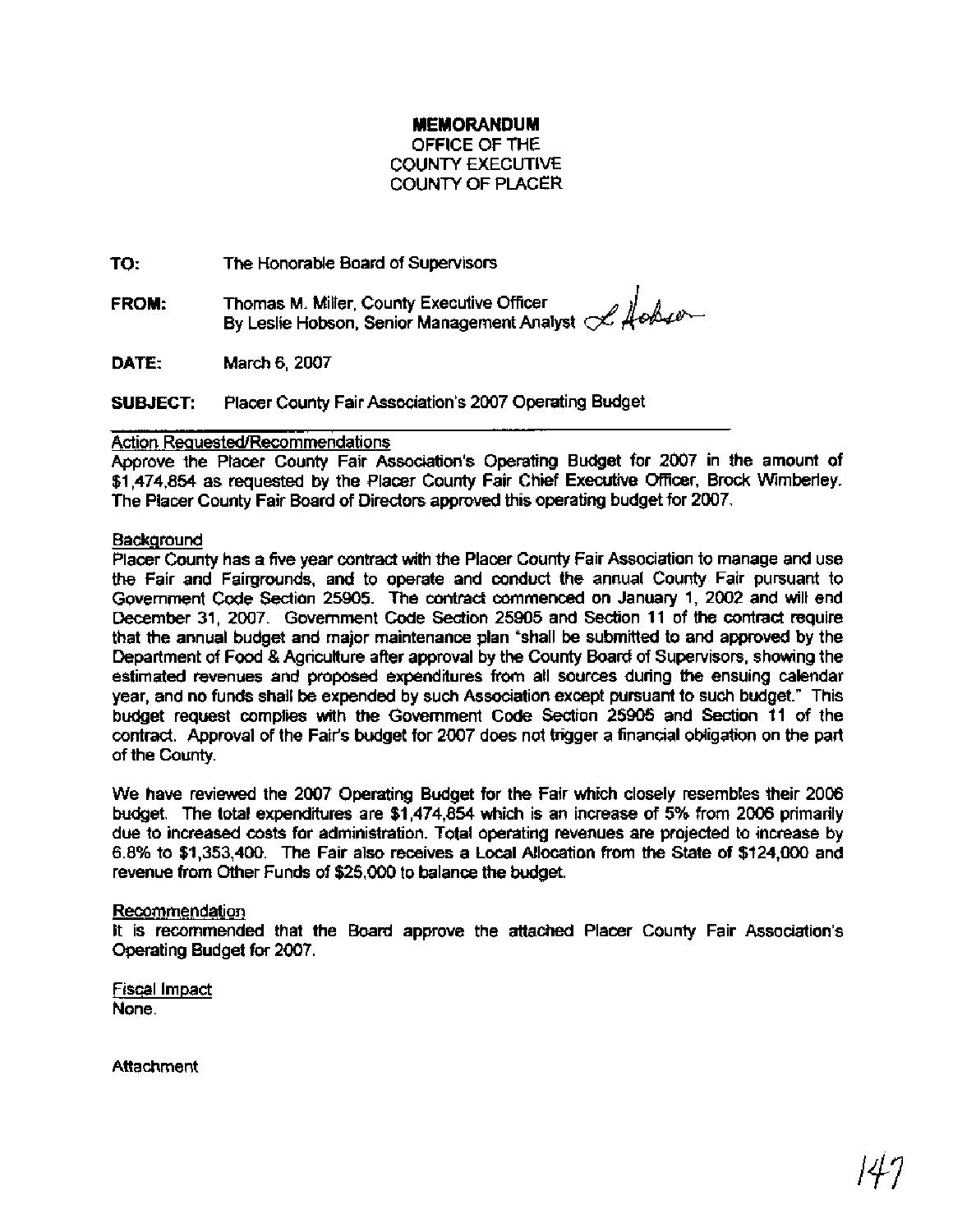**MEMORANDUM**
OFFICE OF THE
COUNTY EXECUTIVE
COUNTY OF PLACER

**TO:** The Honorable Board of Supervisors

**FROM:** Thomas M. Miller, County Executive Officer
By Leslie Hobson, Senior Management Analyst

**DATE:** March 6, 2007

**SUBJECT:** Placer County Fair Association's 2007 Operating Budget

Action Requested/Recommendations

Approve the Placer County Fair Association's Operating Budget for 2007 in the amount of $1,474,854 as requested by the Placer County Fair Chief Executive Officer, Brock Wimberley. The Placer County Fair Board of Directors approved this operating budget for 2007.

Background

Placer County has a five year contract with the Placer County Fair Association to manage and use the Fair and Fairgrounds, and to operate and conduct the annual County Fair pursuant to Government Code Section 25905. The contract commenced on January 1, 2002 and will end December 31, 2007. Government Code Section 25905 and Section 11 of the contract require that the annual budget and major maintenance plan "shall be submitted to and approved by the Department of Food & Agriculture after approval by the County Board of Supervisors, showing the estimated revenues and proposed expenditures from all sources during the ensuing calendar year, and no funds shall be expended by such Association except pursuant to such budget." This budget request complies with the Government Code Section 25905 and Section 11 of the contract. Approval of the Fair's budget for 2007 does not trigger a financial obligation on the part of the County.

We have reviewed the 2007 Operating Budget for the Fair which closely resembles their 2006 budget. The total expenditures are $1,474,854 which is an increase of 5% from 2006 primarily due to increased costs for administration. Total operating revenues are projected to increase by 6.8% to $1,353,400. The Fair also receives a Local Allocation from the State of $124,000 and revenue from Other Funds of $25,000 to balance the budget.

Recommendation

It is recommended that the Board approve the attached Placer County Fair Association's Operating Budget for 2007.

Fiscal Impact

None.

Attachment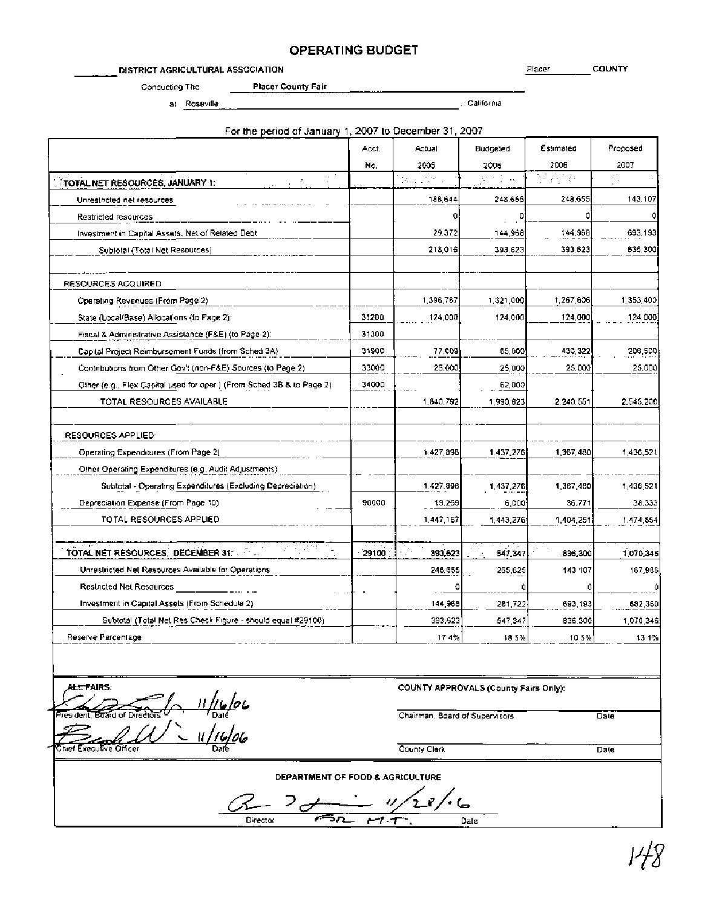# OPERATING BUDGET

_______ DISTRICT AGRICULTURAL ASSOCIATION Placer COUNTY

Conducting The Placer County Fair

at Roseville, California

For the period of January 1, 2007 to December 31, 2007

| | Acct. No. | Actual 2005 | Budgeted 2006 | Estimated 2006 | Proposed 2007 |
|---|---|---|---|---|---|
| **TOTAL NET RESOURCES, JANUARY 1:** | | | | | |
| Unrestricted net resources | | 188,644 | 248,655 | 248,655 | 143,107 |
| Restricted resources | | 0 | 0 | 0 | 0 |
| Investment in Capital Assets, Net of Related Debt | | 29,372 | 144,968 | 144,968 | 693,193 |
| Subtotal (Total Net Resources) | | 218,016 | 393,623 | 393,623 | 836,300 |
| | | | | | |
| RESOURCES ACQUIRED | | | | | |
| Operating Revenues (From Page 2) | | 1,396,767 | 1,321,000 | 1,267,606 | 1,353,400 |
| State (Local/Base) Allocations (to Page 2) | 31200 | 124,000 | 124,000 | 124,000 | 124,000 |
| Fiscal & Administrative Assistance (F&E) (to Page 2) | 31300 | | | | |
| Capital Project Reimbursement Funds (from Sched 3A) | 31900 | 77,009 | 65,000 | 430,322 | 206,500 |
| Contributions from Other Gov't (non-F&E) Sources (to Page 2) | 33000 | 25,000 | 25,000 | 25,000 | 25,000 |
| Other (e.g., Flex Capital used for oper.) (From Sched 3B & to Page 2) | 34000 | | 62,000 | | |
| TOTAL RESOURCES AVAILABLE | | 1,840,792 | 1,990,623 | 2,240,551 | 2,545,200 |
| | | | | | |
| RESOURCES APPLIED | | | | | |
| Operating Expenditures (From Page 2) | | 1,427,898 | 1,437,276 | 1,367,480 | 1,436,521 |
| Other Operating Expenditures (e.g. Audit Adjustments) | | | | | |
| Subtotal - Operating Expenditures (Excluding Depreciation) | | 1,427,898 | 1,437,276 | 1,367,480 | 1,436,521 |
| Depreciation Expense (From Page 10) | 90000 | 19,269 | 6,000 | 36,771 | 38,333 |
| TOTAL RESOURCES APPLIED | | 1,447,167 | 1,443,276 | 1,404,251 | 1,474,854 |
| | | | | | |
| **TOTAL NET RESOURCES, DECEMBER 31:** | 29100 | 393,623 | 547,347 | 836,300 | 1,070,346 |
| Unrestricted Net Resources Available for Operations | | 248,655 | 265,625 | 143,107 | 187,986 |
| Restricted Net Resources | | 0 | 0 | 0 | 0 |
| Investment in Capital Assets (From Schedule 2) | | 144,968 | 281,722 | 693,193 | 882,360 |
| Subtotal (Total Net Res Check Figure - should equal #29100) | | 393,623 | 547,347 | 836,300 | 1,070,346 |
| Reserve Percentage | | 17.4% | 18.5% | 10.5% | 13.1% |

ALL FAIRS:

President, Board of Directors — Date: 11/16/06

Chief Executive Officer — Date: 11/16/06

COUNTY APPROVALS (County Fairs Only):

Chairman, Board of Supervisors — Date

County Clerk — Date

DEPARTMENT OF FOOD & AGRICULTURE

Director — FOR M.T. — Date: 11/28/06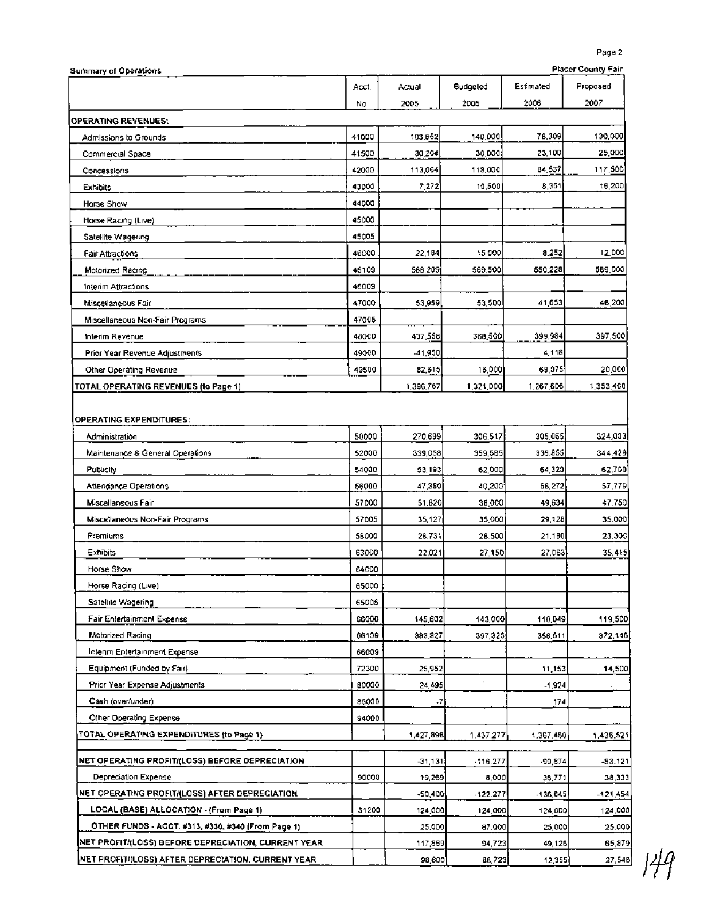Summary of Operations | Placer County Fair

| | Acct No | Actual 2005 | Budgeted 2006 | Estimated 2006 | Proposed 2007 |
|---|---|---|---|---|---|
| **OPERATING REVENUES:** | | | | | |
| Admissions to Grounds | 41000 | 103,652 | 140,000 | 78,309 | 130,000 |
| Commercial Space | 41500 | 30,204 | 30,000 | 23,100 | 25,000 |
| Concessions | 42000 | 113,064 | 118,000 | 84,537 | 117,500 |
| Exhibits | 43000 | 7,272 | 10,500 | 8,351 | 16,200 |
| Horse Show | 44000 | | | | |
| Horse Racing (Live) | 45000 | | | | |
| Satellite Wagering | 45005 | | | | |
| Fair Attractions | 46000 | 22,184 | 15,000 | 8,252 | 12,000 |
| Motorized Racing | 46109 | 568,209 | 569,500 | 550,228 | 569,000 |
| Interim Attractions | 46009 | | | | |
| Miscellaneous Fair | 47000 | 53,959 | 53,500 | 41,653 | 48,200 |
| Miscellaneous Non-Fair Programs | 47005 | | | | |
| Interim Revenue | 48000 | 437,558 | 368,500 | 399,984 | 397,500 |
| Prior Year Revenue Adjustments | 49000 | -41,950 | | 4,118 | |
| Other Operating Revenue | 49500 | 82,615 | 16,000 | 69,075 | 20,000 |
| **TOTAL OPERATING REVENUES (to Page 1)** | | 1,396,767 | 1,321,000 | 1,267,606 | 1,353,400 |
| | | | | | |
| **OPERATING EXPENDITURES:** | | | | | |
| Administration | 50000 | 270,699 | 306,517 | 305,065 | 324,003 |
| Maintenance & General Operations | 52000 | 339,058 | 359,585 | 336,855 | 344,429 |
| Publicity | 54000 | 53,193 | 62,000 | 64,320 | 62,700 |
| Attendance Operations | 56000 | 47,380 | 40,200 | 56,272 | 57,779 |
| Miscellaneous Fair | 57000 | 51,820 | 38,000 | 49,634 | 47,750 |
| Miscellaneous Non-Fair Programs | 57005 | 35,127 | 35,000 | 29,128 | 35,000 |
| Premiums | 58000 | 28,731 | 28,500 | 21,180 | 23,300 |
| Exhibits | 63000 | 22,021 | 27,150 | 27,063 | 35,415 |
| Horse Show | 64000 | | | | |
| Horse Racing (Live) | 65000 | | | | |
| Satellite Wagering | 65005 | | | | |
| Fair Entertainment Expense | 66000 | 145,602 | 143,000 | 110,049 | 119,500 |
| Motorized Racing | 66109 | 383,827 | 397,325 | 356,511 | 372,145 |
| Interim Entertainment Expense | 66009 | | | | |
| Equipment (Funded by Fair) | 72300 | 25,952 | | 11,153 | 14,500 |
| Prior Year Expense Adjustments | 80000 | 24,495 | | -1,924 | |
| Cash (over/under) | 85000 | -7 | | 174 | |
| Other Operating Expense | 94000 | | | | |
| **TOTAL OPERATING EXPENDITURES (to Page 1)** | | 1,427,898 | 1,437,277 | 1,367,480 | 1,436,521 |
| | | | | | |
| **NET OPERATING PROFIT/(LOSS) BEFORE DEPRECIATION** | | -31,131 | -116,277 | -99,874 | -83,121 |
| Depreciation Expense | 90000 | 19,269 | 6,000 | 36,771 | 38,333 |
| **NET OPERATING PROFIT/(LOSS) AFTER DEPRECIATION** | | -50,400 | -122,277 | -136,645 | -121,454 |
| **LOCAL (BASE) ALLOCATION - (From Page 1)** | 31200 | 124,000 | 124,000 | 124,000 | 124,000 |
| **OTHER FUNDS - ACCT. #313, #330, #340 (From Page 1)** | | 25,000 | 87,000 | 25,000 | 25,000 |
| **NET PROFIT/(LOSS) BEFORE DEPRECIATION, CURRENT YEAR** | | 117,869 | 94,723 | 49,126 | 65,879 |
| **NET PROFIT/(LOSS) AFTER DEPRECIATION, CURRENT YEAR** | | 98,600 | 88,723 | 12,355 | 27,546 |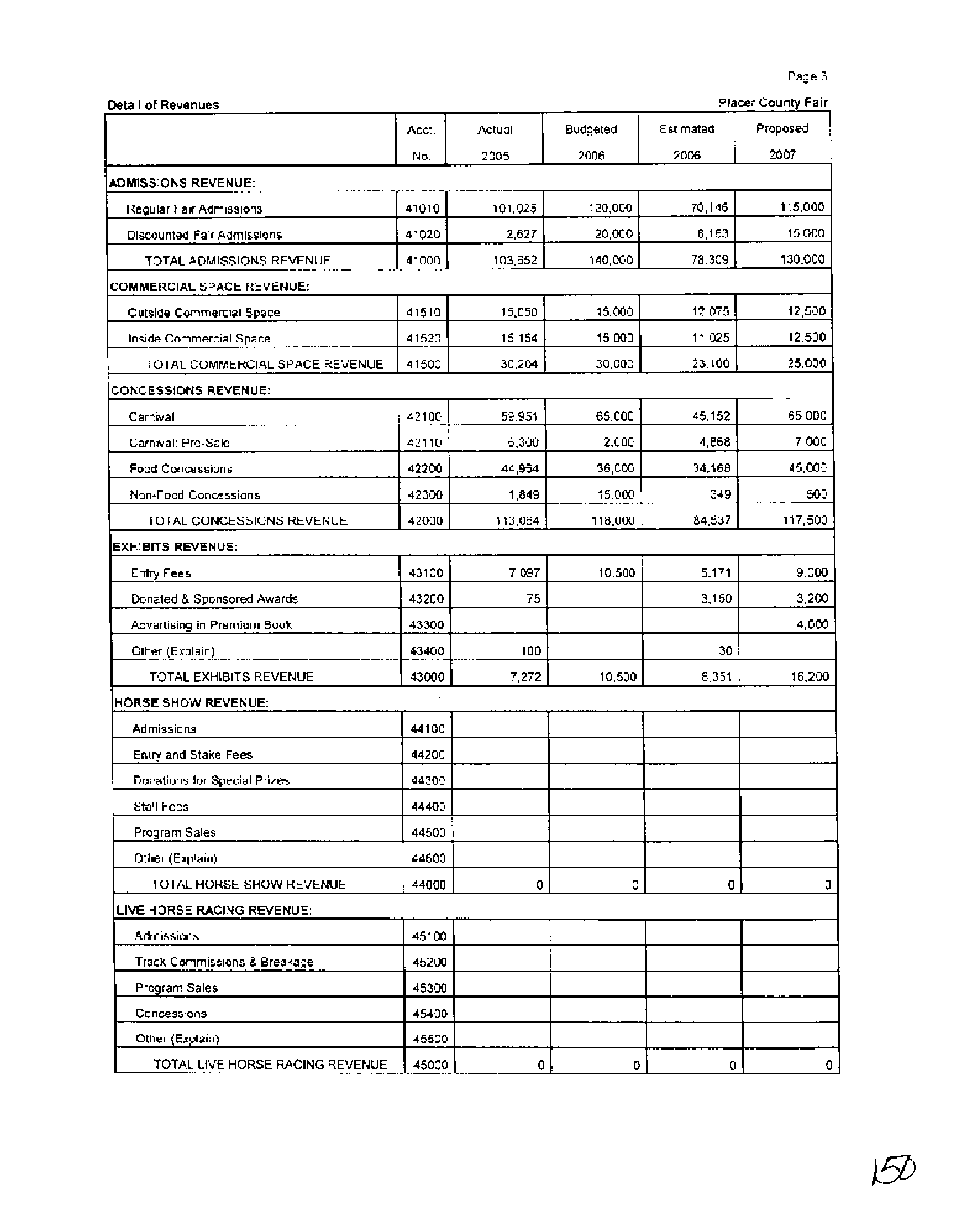Detail of Revenues — Placer County Fair

| | Acct. No. | Actual 2005 | Budgeted 2006 | Estimated 2006 | Proposed 2007 |
|---|---|---|---|---|---|
| **ADMISSIONS REVENUE:** | | | | | |
| Regular Fair Admissions | 41010 | 101,025 | 120,000 | 70,146 | 115,000 |
| Discounted Fair Admissions | 41020 | 2,627 | 20,000 | 8,163 | 15,000 |
| TOTAL ADMISSIONS REVENUE | 41000 | 103,652 | 140,000 | 78,309 | 130,000 |
| **COMMERCIAL SPACE REVENUE:** | | | | | |
| Outside Commercial Space | 41510 | 15,050 | 15,000 | 12,075 | 12,500 |
| Inside Commercial Space | 41520 | 15,154 | 15,000 | 11,025 | 12,500 |
| TOTAL COMMERCIAL SPACE REVENUE | 41500 | 30,204 | 30,000 | 23,100 | 25,000 |
| **CONCESSIONS REVENUE:** | | | | | |
| Carnival | 42100 | 59,951 | 65,000 | 45,152 | 65,000 |
| Carnival: Pre-Sale | 42110 | 6,300 | 2,000 | 4,868 | 7,000 |
| Food Concessions | 42200 | 44,964 | 36,000 | 34,168 | 45,000 |
| Non-Food Concessions | 42300 | 1,849 | 15,000 | 349 | 500 |
| TOTAL CONCESSIONS REVENUE | 42000 | 113,064 | 118,000 | 84,537 | 117,500 |
| **EXHIBITS REVENUE:** | | | | | |
| Entry Fees | 43100 | 7,097 | 10,500 | 5,171 | 9,000 |
| Donated & Sponsored Awards | 43200 | 75 | | 3,150 | 3,200 |
| Advertising in Premium Book | 43300 | | | | 4,000 |
| Other (Explain) | 43400 | 100 | | 30 | |
| TOTAL EXHIBITS REVENUE | 43000 | 7,272 | 10,500 | 8,351 | 16,200 |
| **HORSE SHOW REVENUE:** | | | | | |
| Admissions | 44100 | | | | |
| Entry and Stake Fees | 44200 | | | | |
| Donations for Special Prizes | 44300 | | | | |
| Stall Fees | 44400 | | | | |
| Program Sales | 44500 | | | | |
| Other (Explain) | 44600 | | | | |
| TOTAL HORSE SHOW REVENUE | 44000 | 0 | 0 | 0 | 0 |
| **LIVE HORSE RACING REVENUE:** | | | | | |
| Admissions | 45100 | | | | |
| Track Commissions & Breakage | 45200 | | | | |
| Program Sales | 45300 | | | | |
| Concessions | 45400 | | | | |
| Other (Explain) | 45500 | | | | |
| TOTAL LIVE HORSE RACING REVENUE | 45000 | 0 | 0 | 0 | 0 |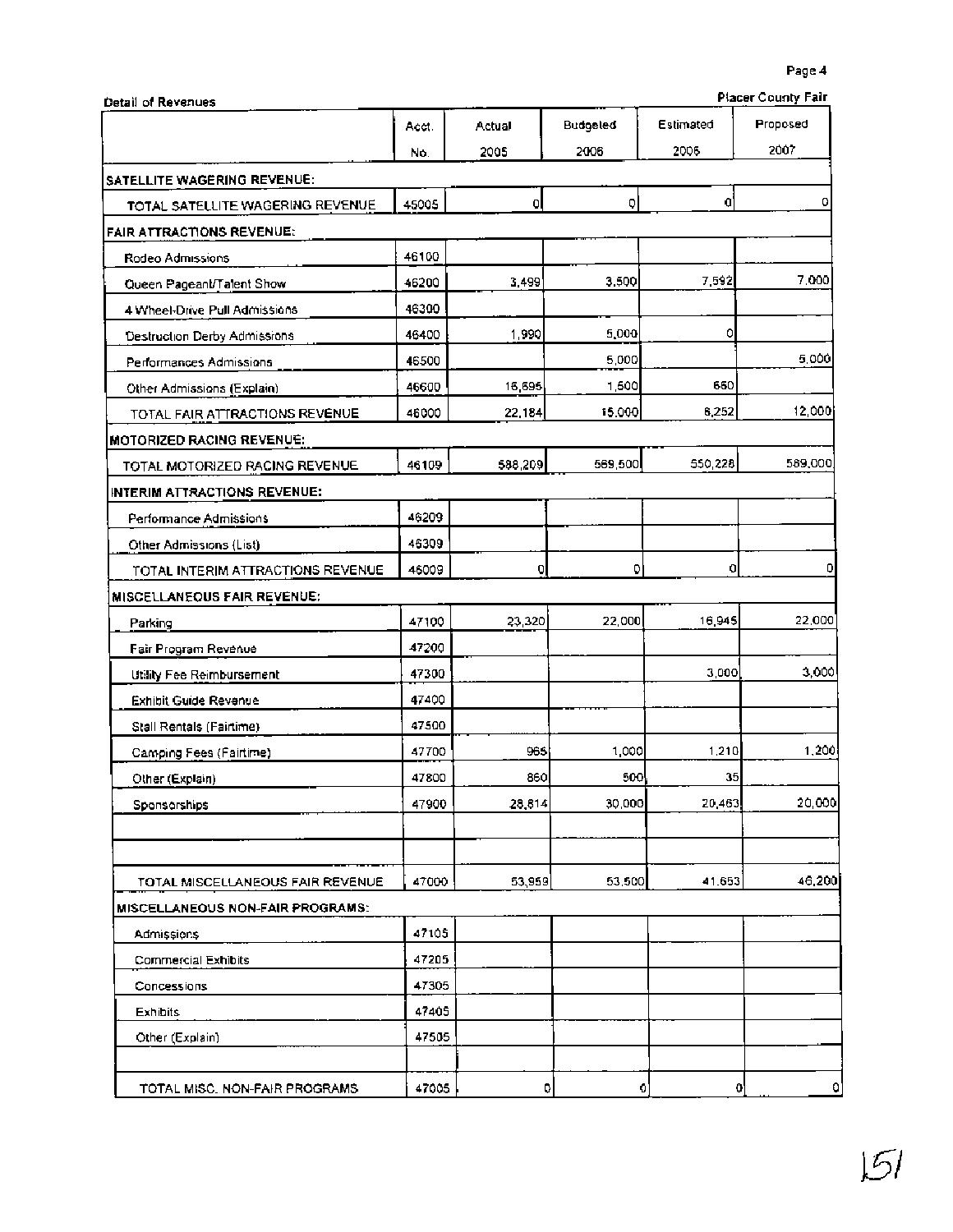**Detail of Revenues** — **Placer County Fair**

| | Acct. No. | Actual 2005 | Budgeted 2006 | Estimated 2006 | Proposed 2007 |
|---|---|---|---|---|---|
| **SATELLITE WAGERING REVENUE:** | | | | | |
| TOTAL SATELLITE WAGERING REVENUE | 45005 | 0 | 0 | 0 | 0 |
| **FAIR ATTRACTIONS REVENUE:** | | | | | |
| Rodeo Admissions | 46100 | | | | |
| Queen Pageant/Talent Show | 46200 | 3,499 | 3,500 | 7,592 | 7,000 |
| 4 Wheel-Drive Pull Admissions | 46300 | | | | |
| Destruction Derby Admissions | 46400 | 1,990 | 5,000 | 0 | |
| Performances Admissions | 46500 | | 5,000 | | 5,000 |
| Other Admissions (Explain) | 46600 | 16,695 | 1,500 | 660 | |
| TOTAL FAIR ATTRACTIONS REVENUE | 46000 | 22,184 | 15,000 | 8,252 | 12,000 |
| **MOTORIZED RACING REVENUE:** | | | | | |
| TOTAL MOTORIZED RACING REVENUE | 46109 | 588,209 | 569,500 | 550,228 | 569,000 |
| **INTERIM ATTRACTIONS REVENUE:** | | | | | |
| Performance Admissions | 46209 | | | | |
| Other Admissions (List) | 46309 | | | | |
| TOTAL INTERIM ATTRACTIONS REVENUE | 46009 | 0 | 0 | 0 | 0 |
| **MISCELLANEOUS FAIR REVENUE:** | | | | | |
| Parking | 47100 | 23,320 | 22,000 | 16,945 | 22,000 |
| Fair Program Revenue | 47200 | | | | |
| Utility Fee Reimbursement | 47300 | | | 3,000 | 3,000 |
| Exhibit Guide Revenue | 47400 | | | | |
| Stall Rentals (Fairtime) | 47500 | | | | |
| Camping Fees (Fairtime) | 47700 | 965 | 1,000 | 1,210 | 1,200 |
| Other (Explain) | 47800 | 860 | 500 | 35 | |
| Sponsorships | 47900 | 28,814 | 30,000 | 20,463 | 20,000 |
| | | | | | |
| | | | | | |
| TOTAL MISCELLANEOUS FAIR REVENUE | 47000 | 53,959 | 53,500 | 41,653 | 46,200 |
| **MISCELLANEOUS NON-FAIR PROGRAMS:** | | | | | |
| Admissions | 47105 | | | | |
| Commercial Exhibits | 47205 | | | | |
| Concessions | 47305 | | | | |
| Exhibits | 47405 | | | | |
| Other (Explain) | 47505 | | | | |
| | | | | | |
| TOTAL MISC. NON-FAIR PROGRAMS | 47005 | 0 | 0 | 0 | 0 |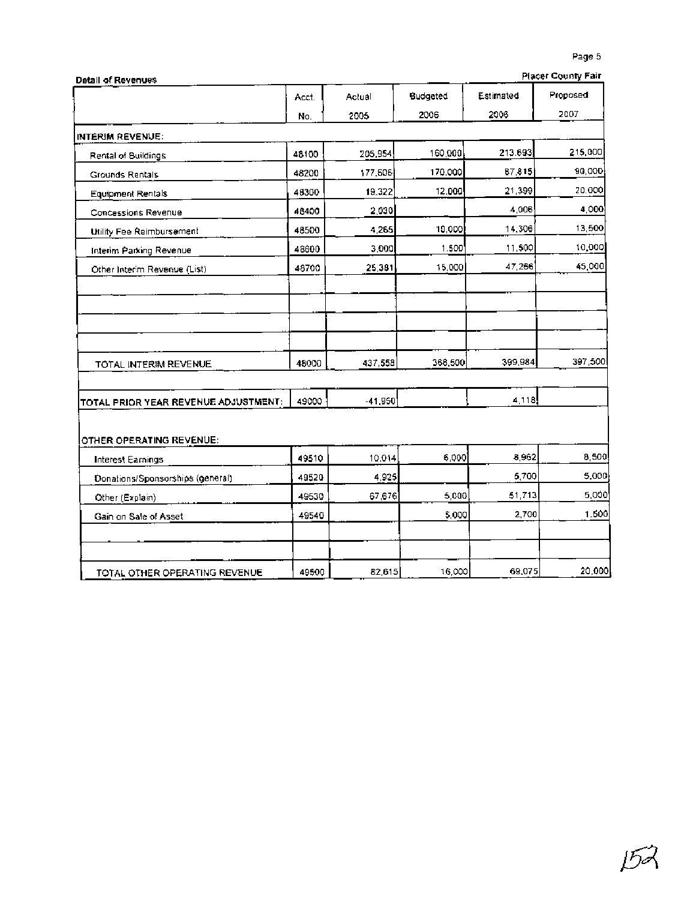**Detail of Revenues** — **Placer County Fair**

| | Acct. No. | Actual 2005 | Budgeted 2006 | Estimated 2006 | Proposed 2007 |
|---|---|---|---|---|---|
| **INTERIM REVENUE:** | | | | | |
| Rental of Buildings | 48100 | 205,954 | 160,000 | 213,693 | 215,000 |
| Grounds Rentals | 48200 | 177,606 | 170,000 | 87,815 | 90,000 |
| Equipment Rentals | 48300 | 19,322 | 12,000 | 21,399 | 20,000 |
| Concessions Revenue | 48400 | 2,030 | | 4,006 | 4,000 |
| Utility Fee Reimbursement | 48500 | 4,265 | 10,000 | 14,306 | 13,500 |
| Interim Parking Revenue | 48600 | 3,000 | 1,500 | 11,500 | 10,000 |
| Other Interim Revenue (List) | 48700 | 25,381 | 15,000 | 47,266 | 45,000 |
| | | | | | |
| | | | | | |
| | | | | | |
| | | | | | |
| TOTAL INTERIM REVENUE | 48000 | 437,558 | 368,500 | 399,984 | 397,500 |
| | | | | | |
| **TOTAL PRIOR YEAR REVENUE ADJUSTMENT:** | 49000 | -41,950 | | 4,118 | |
| | | | | | |
| **OTHER OPERATING REVENUE:** | | | | | |
| Interest Earnings | 49510 | 10,014 | 6,000 | 8,962 | 8,500 |
| Donations/Sponsorships (general) | 49520 | 4,925 | | 5,700 | 5,000 |
| Other (Explain) | 49530 | 67,676 | 5,000 | 51,713 | 5,000 |
| Gain on Sale of Asset | 49540 | | 5,000 | 2,700 | 1,500 |
| | | | | | |
| | | | | | |
| TOTAL OTHER OPERATING REVENUE | 49500 | 82,615 | 16,000 | 69,075 | 20,000 |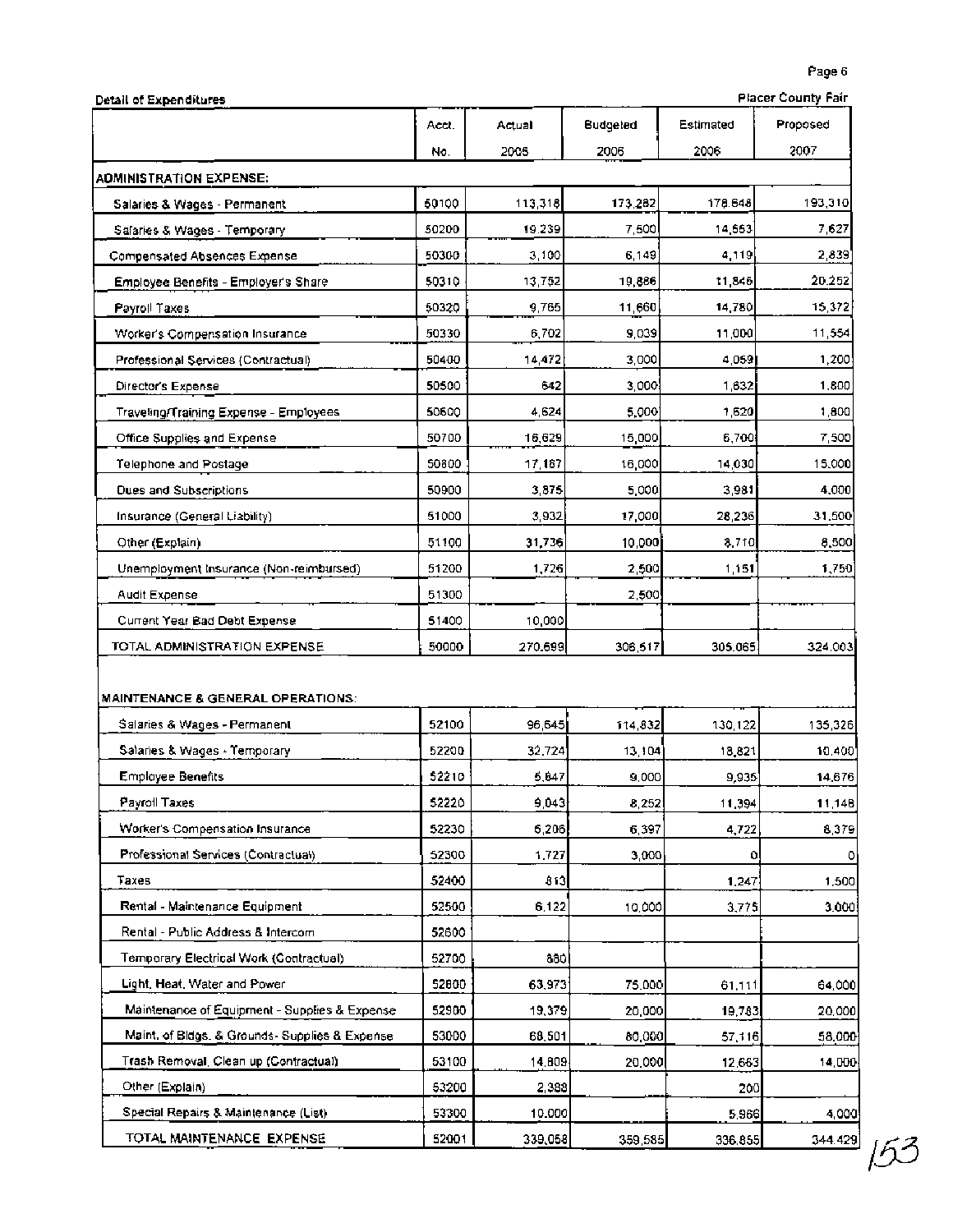**Detail of Expenditures** | **Placer County Fair**

| | Acct. No. | Actual 2005 | Budgeted 2006 | Estimated 2006 | Proposed 2007 |
|---|---|---|---|---|---|
| **ADMINISTRATION EXPENSE:** | | | | | |
| Salaries & Wages - Permanent | 50100 | 113,318 | 173,282 | 178,648 | 193,310 |
| Salaries & Wages - Temporary | 50200 | 19,239 | 7,500 | 14,553 | 7,627 |
| Compensated Absences Expense | 50300 | 3,100 | 6,149 | 4,119 | 2,839 |
| Employee Benefits - Employer's Share | 50310 | 13,752 | 19,886 | 11,846 | 20,252 |
| Payroll Taxes | 50320 | 9,765 | 11,660 | 14,780 | 15,372 |
| Worker's Compensation Insurance | 50330 | 6,702 | 9,039 | 11,000 | 11,554 |
| Professional Services (Contractual) | 50400 | 14,472 | 3,000 | 4,059 | 1,200 |
| Director's Expense | 50500 | 642 | 3,000 | 1,632 | 1,800 |
| Traveling/Training Expense - Employees | 50600 | 4,624 | 5,000 | 1,620 | 1,800 |
| Office Supplies and Expense | 50700 | 16,629 | 15,000 | 6,700 | 7,500 |
| Telephone and Postage | 50800 | 17,187 | 16,000 | 14,030 | 15,000 |
| Dues and Subscriptions | 50900 | 3,875 | 5,000 | 3,981 | 4,000 |
| Insurance (General Liability) | 51000 | 3,932 | 17,000 | 28,236 | 31,500 |
| Other (Explain) | 51100 | 31,736 | 10,000 | 8,710 | 8,500 |
| Unemployment Insurance (Non-reimbursed) | 51200 | 1,726 | 2,500 | 1,151 | 1,750 |
| Audit Expense | 51300 | | 2,500 | | |
| Current Year Bad Debt Expense | 51400 | 10,000 | | | |
| TOTAL ADMINISTRATION EXPENSE | 50000 | 270,699 | 306,517 | 305,065 | 324,003 |
| **MAINTENANCE & GENERAL OPERATIONS:** | | | | | |
| Salaries & Wages - Permanent | 52100 | 96,645 | 114,832 | 130,122 | 135,326 |
| Salaries & Wages - Temporary | 52200 | 32,724 | 13,104 | 18,821 | 10,400 |
| Employee Benefits | 52210 | 5,847 | 9,000 | 9,935 | 14,676 |
| Payroll Taxes | 52220 | 9,043 | 8,252 | 11,394 | 11,148 |
| Worker's Compensation Insurance | 52230 | 6,206 | 6,397 | 4,722 | 8,379 |
| Professional Services (Contractual) | 52300 | 1,727 | 3,000 | 0 | 0 |
| Taxes | 52400 | 813 | | 1,247 | 1,500 |
| Rental - Maintenance Equipment | 52500 | 6,122 | 10,000 | 3,775 | 3,000 |
| Rental - Public Address & Intercom | 52600 | | | | |
| Temporary Electrical Work (Contractual) | 52700 | 880 | | | |
| Light, Heat, Water and Power | 52800 | 63,973 | 75,000 | 61,111 | 64,000 |
| Maintenance of Equipment - Supplies & Expense | 52900 | 19,379 | 20,000 | 19,783 | 20,000 |
| Maint. of Bldgs. & Grounds- Supplies & Expense | 53000 | 68,501 | 80,000 | 57,116 | 58,000 |
| Trash Removal, Clean up (Contractual) | 53100 | 14,809 | 20,000 | 12,663 | 14,000 |
| Other (Explain) | 53200 | 2,388 | | 200 | |
| Special Repairs & Maintenance (List) | 53300 | 10,000 | | 5,966 | 4,000 |
| TOTAL MAINTENANCE EXPENSE | 52001 | 339,058 | 359,585 | 336,855 | 344,429 |

153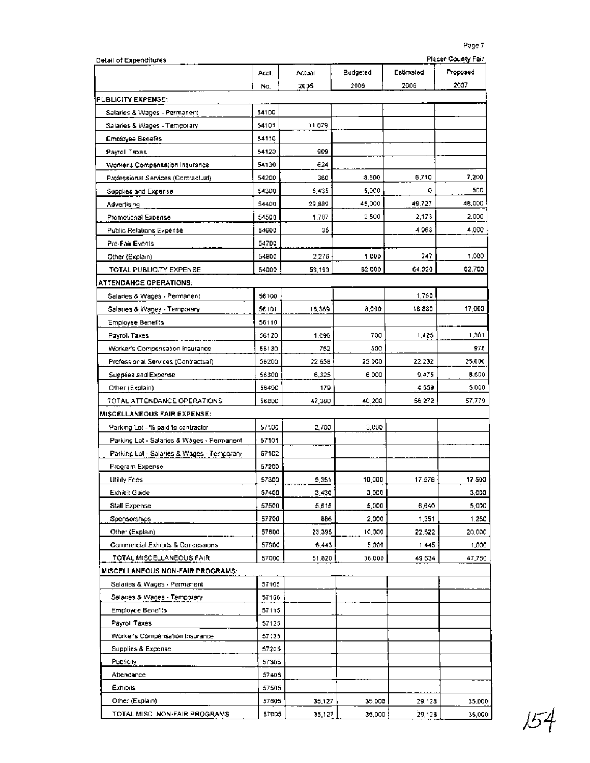Detail of Expenditures

Placer County Fair

| | Acct. No. | Actual 2005 | Budgeted 2006 | Estimated 2006 | Proposed 2007 |
|---|---|---|---|---|---|
| **PUBLICITY EXPENSE:** | | | | | |
| Salaries & Wages - Permanent | 54100 | | | | |
| Salaries & Wages - Temporary | 54101 | 11,679 | | | |
| Employee Benefits | 54110 | | | | |
| Payroll Taxes | 54120 | 909 | | | |
| Worker's Compensation Insurance | 54130 | 624 | | | |
| Professional Services (Contractual) | 54200 | 360 | 8,500 | 6,710 | 7,200 |
| Supplies and Expense | 54300 | 5,435 | 5,000 | 0 | 500 |
| Advertising | 54400 | 29,889 | 45,000 | 49,727 | 48,000 |
| Promotional Expense | 54500 | 1,787 | 2,500 | 2,173 | 2,000 |
| Public Relations Expense | 54600 | 35 | | 4,963 | 4,000 |
| Pre-Fair Events | 54700 | | | | |
| Other (Explain) | 54800 | 2,276 | 1,000 | 747 | 1,000 |
| TOTAL PUBLICITY EXPENSE | 54000 | 53,193 | 62,000 | 64,320 | 62,700 |
| **ATTENDANCE OPERATIONS:** | | | | | |
| Salaries & Wages - Permanent | 56100 | | | 1,750 | |
| Salaries & Wages - Temporary | 56101 | 16,369 | 8,000 | 16,830 | 17,000 |
| Employee Benefits | 56110 | | | | |
| Payroll Taxes | 56120 | 1,096 | 700 | 1,425 | 1,301 |
| Worker's Compensation Insurance | 56130 | 752 | 500 | | 978 |
| Professional Services (Contractual) | 56200 | 22,658 | 25,000 | 22,232 | 25,000 |
| Supplies and Expense | 56300 | 6,325 | 6,000 | 9,475 | 8,500 |
| Other (Explain) | 56400 | 179 | | 4,559 | 5,000 |
| TOTAL ATTENDANCE OPERATIONS | 56000 | 47,380 | 40,200 | 56,272 | 57,779 |
| **MISCELLANEOUS FAIR EXPENSE:** | | | | | |
| Parking Lot - % paid to contractor | 57100 | 2,700 | 3,000 | | |
| Parking Lot - Salaries & Wages - Permanent | 57101 | | | | |
| Parking Lot - Salaries & Wages - Temporary | 57102 | | | | |
| Program Expense | 57200 | | | | |
| Utility Fees | 57300 | 9,351 | 10,000 | 17,576 | 17,500 |
| Exhibit Guide | 57400 | 3,430 | 3,000 | | 3,000 |
| Stall Expense | 57500 | 5,615 | 5,000 | 6,640 | 5,000 |
| Sponsorships | 57700 | 886 | 2,000 | 1,351 | 1,250 |
| Other (Explain) | 57800 | 23,395 | 10,000 | 22,622 | 20,000 |
| Commercial Exhibits & Concessions | 57900 | 6,443 | 5,000 | 1,445 | 1,000 |
| TOTAL MISCELLANEOUS FAIR | 57000 | 51,820 | 38,000 | 49,634 | 47,750 |
| **MISCELLANEOUS NON-FAIR PROGRAMS:** | | | | | |
| Salaries & Wages - Permanent | 57105 | | | | |
| Salaries & Wages - Temporary | 57106 | | | | |
| Employee Benefits | 57115 | | | | |
| Payroll Taxes | 57125 | | | | |
| Worker's Compensation Insurance | 57135 | | | | |
| Supplies & Expense | 57205 | | | | |
| Publicity | 57305 | | | | |
| Attendance | 57405 | | | | |
| Exhibits | 57505 | | | | |
| Other (Explain) | 57605 | 35,127 | 35,000 | 29,128 | 35,000 |
| TOTAL MISC. NON-FAIR PROGRAMS | 57005 | 35,127 | 35,000 | 29,128 | 35,000 |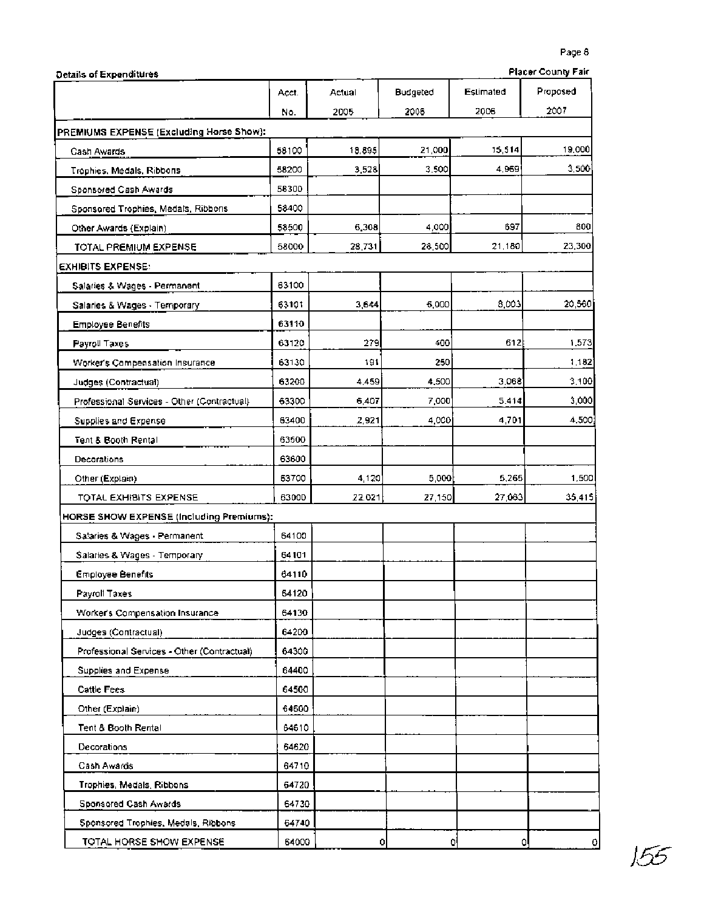**Details of Expenditures** — **Placer County Fair**

| | Acct. No. | Actual 2005 | Budgeted 2006 | Estimated 2006 | Proposed 2007 |
|---|---|---|---|---|---|
| **PREMIUMS EXPENSE (Excluding Horse Show):** | | | | | |
| Cash Awards | 58100 | 18,895 | 21,000 | 15,514 | 19,000 |
| Trophies, Medals, Ribbons | 58200 | 3,528 | 3,500 | 4,969 | 3,500 |
| Sponsored Cash Awards | 58300 | | | | |
| Sponsored Trophies, Medals, Ribbons | 58400 | | | | |
| Other Awards (Explain) | 58500 | 6,308 | 4,000 | 697 | 800 |
| TOTAL PREMIUM EXPENSE | 58000 | 28,731 | 28,500 | 21,180 | 23,300 |
| **EXHIBITS EXPENSE:** | | | | | |
| Salaries & Wages - Permanent | 63100 | | | | |
| Salaries & Wages - Temporary | 63101 | 3,644 | 6,000 | 8,003 | 20,560 |
| Employee Benefits | 63110 | | | | |
| Payroll Taxes | 63120 | 279 | 400 | 612 | 1,573 |
| Worker's Compensation Insurance | 63130 | 191 | 250 | | 1,182 |
| Judges (Contractual) | 63200 | 4,459 | 4,500 | 3,068 | 3,100 |
| Professional Services - Other (Contractual) | 63300 | 6,407 | 7,000 | 5,414 | 3,000 |
| Supplies and Expense | 63400 | 2,921 | 4,000 | 4,701 | 4,500 |
| Tent & Booth Rental | 63500 | | | | |
| Decorations | 63600 | | | | |
| Other (Explain) | 63700 | 4,120 | 5,000 | 5,265 | 1,500 |
| TOTAL EXHIBITS EXPENSE | 63000 | 22,021 | 27,150 | 27,063 | 35,415 |
| **HORSE SHOW EXPENSE (Including Premiums):** | | | | | |
| Salaries & Wages - Permanent | 64100 | | | | |
| Salaries & Wages - Temporary | 64101 | | | | |
| Employee Benefits | 64110 | | | | |
| Payroll Taxes | 64120 | | | | |
| Worker's Compensation Insurance | 64130 | | | | |
| Judges (Contractual) | 64200 | | | | |
| Professional Services - Other (Contractual) | 64300 | | | | |
| Supplies and Expense | 64400 | | | | |
| Cattle Fees | 64500 | | | | |
| Other (Explain) | 64600 | | | | |
| Tent & Booth Rental | 64610 | | | | |
| Decorations | 64620 | | | | |
| Cash Awards | 64710 | | | | |
| Trophies, Medals, Ribbons | 64720 | | | | |
| Sponsored Cash Awards | 64730 | | | | |
| Sponsored Trophies, Medals, Ribbons | 64740 | | | | |
| TOTAL HORSE SHOW EXPENSE | 64000 | 0 | 0 | 0 | 0 |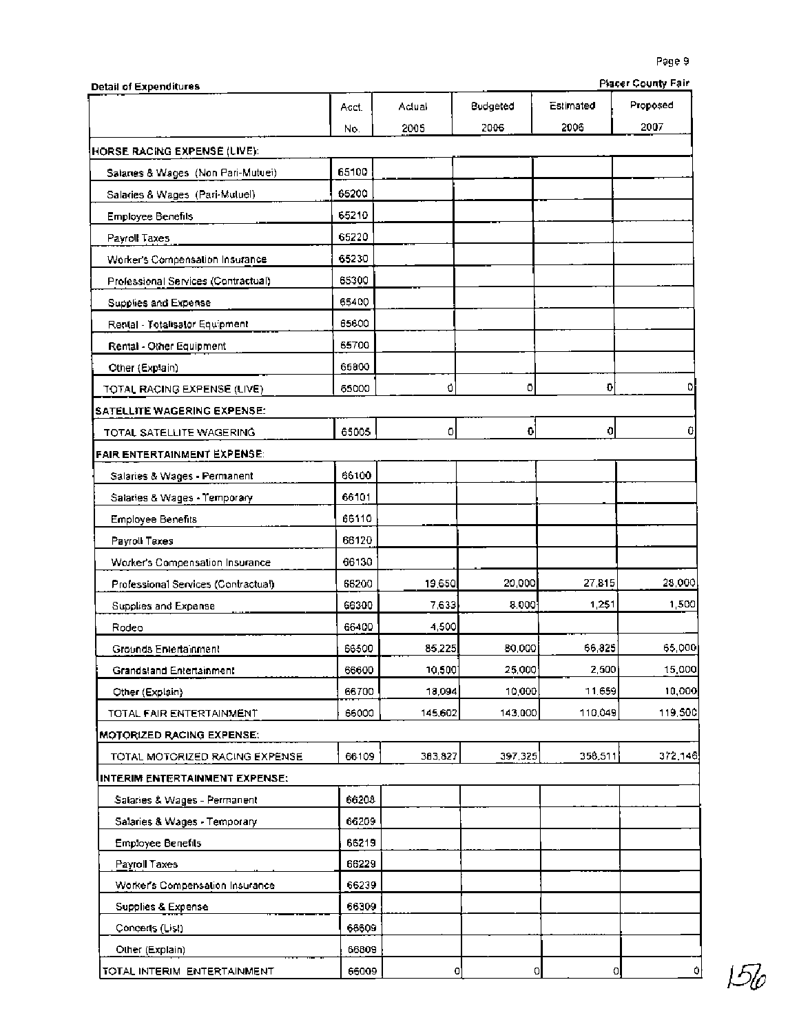**Detail of Expenditures** | **Placer County Fair**

| | Acct. No. | Actual 2005 | Budgeted 2006 | Estimated 2006 | Proposed 2007 |
|---|---|---|---|---|---|
| **HORSE RACING EXPENSE (LIVE):** | | | | | |
| Salaries & Wages (Non Pari-Mutuel) | 65100 | | | | |
| Salaries & Wages (Pari-Mutuel) | 65200 | | | | |
| Employee Benefits | 65210 | | | | |
| Payroll Taxes | 65220 | | | | |
| Worker's Compensation Insurance | 65230 | | | | |
| Professional Services (Contractual) | 65300 | | | | |
| Supplies and Expense | 65400 | | | | |
| Rental - Totalisator Equipment | 65600 | | | | |
| Rental - Other Equipment | 65700 | | | | |
| Other (Explain) | 65800 | | | | |
| TOTAL RACING EXPENSE (LIVE) | 65000 | 0 | 0 | 0 | 0 |
| **SATELLITE WAGERING EXPENSE:** | | | | | |
| TOTAL SATELLITE WAGERING | 65005 | 0 | 0 | 0 | 0 |
| **FAIR ENTERTAINMENT EXPENSE:** | | | | | |
| Salaries & Wages - Permanent | 66100 | | | | |
| Salaries & Wages - Temporary | 66101 | | | | |
| Employee Benefits | 66110 | | | | |
| Payroll Taxes | 66120 | | | | |
| Worker's Compensation Insurance | 66130 | | | | |
| Professional Services (Contractual) | 66200 | 19,650 | 20,000 | 27,815 | 28,000 |
| Supplies and Expense | 66300 | 7,633 | 8,000 | 1,251 | 1,500 |
| Rodeo | 66400 | 4,500 | | | |
| Grounds Entertainment | 66500 | 85,225 | 80,000 | 66,825 | 65,000 |
| Grandstand Entertainment | 66600 | 10,500 | 25,000 | 2,500 | 15,000 |
| Other (Explain) | 66700 | 18,094 | 10,000 | 11,659 | 10,000 |
| TOTAL FAIR ENTERTAINMENT | 66000 | 145,602 | 143,000 | 110,049 | 119,500 |
| **MOTORIZED RACING EXPENSE:** | | | | | |
| TOTAL MOTORIZED RACING EXPENSE | 66109 | 383,827 | 397,325 | 358,511 | 372,146 |
| **INTERIM ENTERTAINMENT EXPENSE:** | | | | | |
| Salaries & Wages - Permanent | 66208 | | | | |
| Salaries & Wages - Temporary | 66209 | | | | |
| Employee Benefits | 66219 | | | | |
| Payroll Taxes | 66229 | | | | |
| Worker's Compensation Insurance | 66239 | | | | |
| Supplies & Expense | 66309 | | | | |
| Concerts (List) | 66609 | | | | |
| Other (Explain) | 66809 | | | | |
| TOTAL INTERIM ENTERTAINMENT | 66009 | 0 | 0 | 0 | 0 |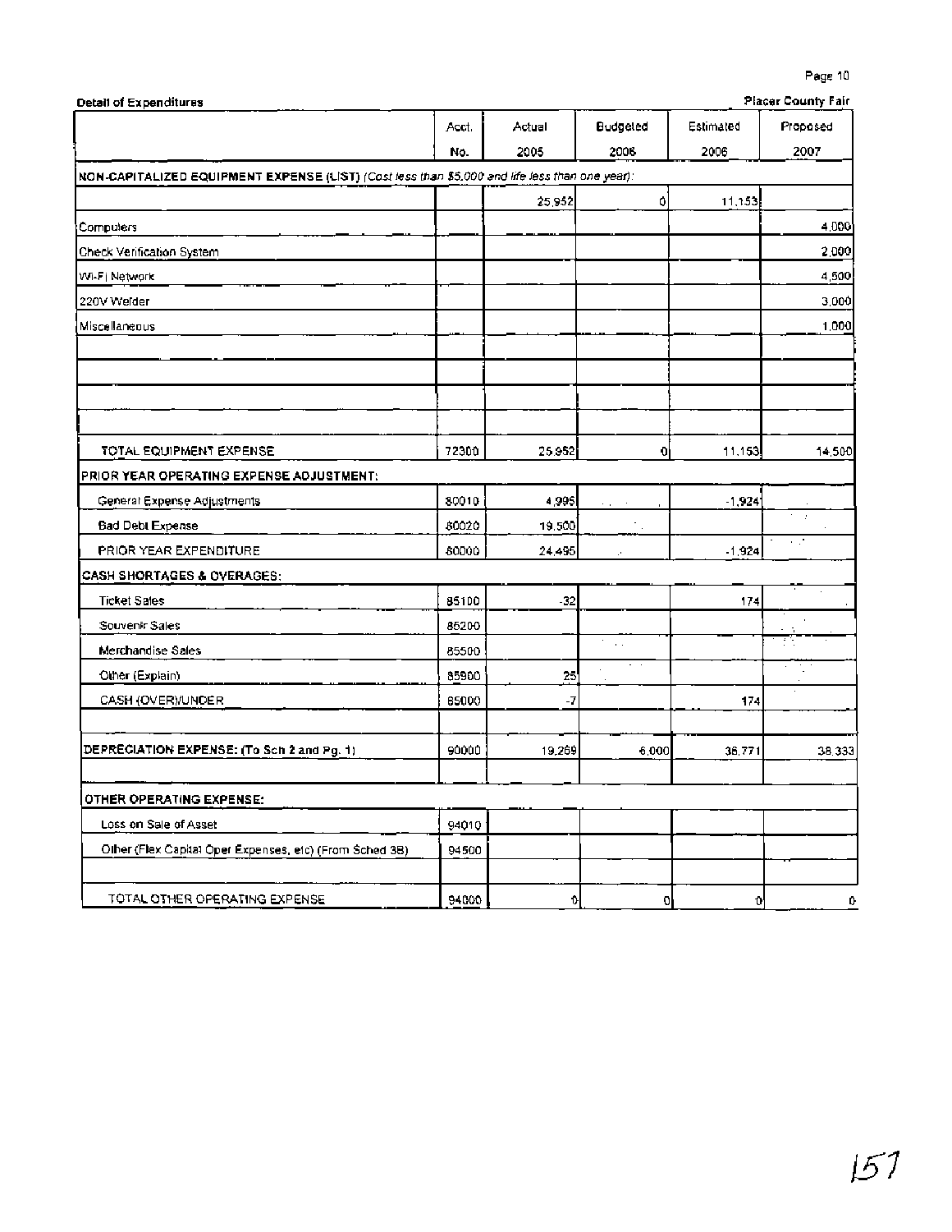**Detail of Expenditures** — **Placer County Fair**

| | Acct. No. | Actual 2005 | Budgeted 2006 | Estimated 2006 | Proposed 2007 |
|---|---|---|---|---|---|
| **NON-CAPITALIZED EQUIPMENT EXPENSE (LIST)** *(Cost less than $5,000 and life less than one year):* | | | | | |
| | | 25,952 | 0 | 11,153 | |
| Computers | | | | | 4,000 |
| Check Verification System | | | | | 2,000 |
| Wi-Fi Network | | | | | 4,500 |
| 220V Welder | | | | | 3,000 |
| Miscellaneous | | | | | 1,000 |
| | | | | | |
| | | | | | |
| | | | | | |
| | | | | | |
| TOTAL EQUIPMENT EXPENSE | 72300 | 25,952 | 0 | 11,153 | 14,500 |
| **PRIOR YEAR OPERATING EXPENSE ADJUSTMENT:** | | | | | |
| General Expense Adjustments | 80010 | 4,995 | | -1,924 | |
| Bad Debt Expense | 80020 | 19,500 | | | |
| PRIOR YEAR EXPENDITURE | 80000 | 24,495 | | -1,924 | |
| **CASH SHORTAGES & OVERAGES:** | | | | | |
| Ticket Sales | 85100 | -32 | | 174 | |
| Souvenir Sales | 85200 | | | | |
| Merchandise Sales | 85500 | | | | |
| Other (Explain) | 85900 | 25 | | | |
| CASH (OVER)/UNDER | 85000 | -7 | | 174 | |
| | | | | | |
| **DEPRECIATION EXPENSE: (To Sch 2 and Pg. 1)** | 90000 | 19,269 | 6,000 | 36,771 | 38,333 |
| | | | | | |
| **OTHER OPERATING EXPENSE:** | | | | | |
| Loss on Sale of Asset | 94010 | | | | |
| Other (Flex Capital Oper Expenses, etc) (From Sched 3B) | 94500 | | | | |
| | | | | | |
| TOTAL OTHER OPERATING EXPENSE | 94000 | 0 | 0 | 0 | 0 |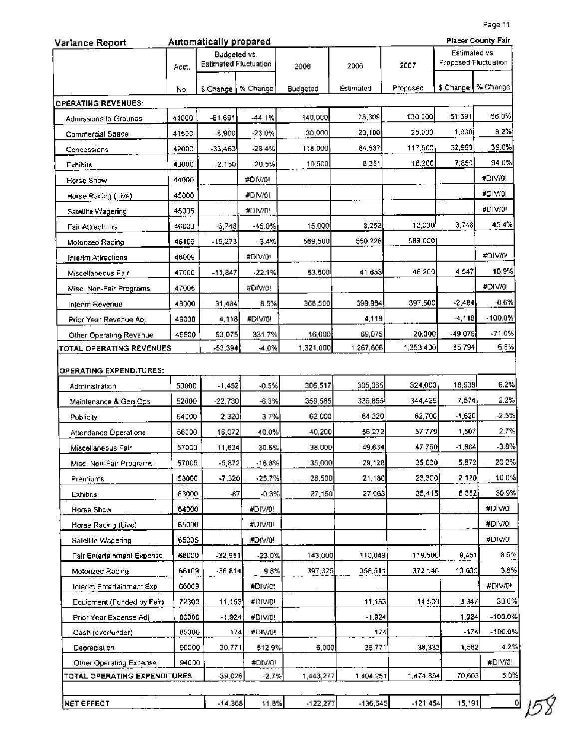**Variance Report** **Automatically prepared** **Placer County Fair**

| | Acct. | Budgeted vs. Estimated Fluctuation | | 2006 | 2006 | 2007 | Estimated vs. Proposed Fluctuation | |
|---|---|---|---|---|---|---|---|---|
| | No. | $ Change | % Change | Budgeted | Estimated | Proposed | $ Change | % Change |
| **OPERATING REVENUES:** | | | | | | | | |
| Admissions to Grounds | 41000 | -61,691 | -44.1% | 140,000 | 78,309 | 130,000 | 51,691 | 66.0% |
| Commercial Space | 41500 | -6,900 | -23.0% | 30,000 | 23,100 | 25,000 | 1,900 | 8.2% |
| Concessions | 42000 | -33,463 | -28.4% | 118,000 | 84,537 | 117,500 | 32,963 | 39.0% |
| Exhibits | 43000 | -2,150 | -20.5% | 10,500 | 8,351 | 16,200 | 7,850 | 94.0% |
| Horse Show | 44000 | | #DIV/0! | | | | | #DIV/0! |
| Horse Racing (Live) | 45000 | | #DIV/0! | | | | | #DIV/0! |
| Satellite Wagering | 45005 | | #DIV/0! | | | | | #DIV/0! |
| Fair Attractions | 46000 | -6,748 | -45.0% | 15,000 | 8,252 | 12,000 | 3,748 | 45.4% |
| Motorized Racing | 46109 | -19,273 | -3.4% | 569,500 | 550,228 | 589,000 | | |
| Interim Attractions | 46009 | | #DIV/0! | | | | | #DIV/0! |
| Miscellaneous Fair | 47000 | -11,847 | -22.1% | 53,500 | 41,653 | 46,200 | 4,547 | 10.9% |
| Misc. Non-Fair Programs | 47005 | | #DIV/0! | | | | | #DIV/0! |
| Interim Revenue | 48000 | 31,484 | 8.5% | 368,500 | 399,984 | 397,500 | -2,484 | -0.6% |
| Prior Year Revenue Adj | 49000 | 4,118 | #DIV/0! | | 4,118 | | -4,118 | -100.0% |
| Other Operating Revenue | 49500 | 53,075 | 331.7% | 16,000 | 69,075 | 20,000 | -49,075 | -71.0% |
| **TOTAL OPERATING REVENUES** | | -53,394 | -4.0% | 1,321,000 | 1,267,606 | 1,353,400 | 85,794 | 6.8% |
| | | | | | | | | |
| **OPERATING EXPENDITURES:** | | | | | | | | |
| Administration | 50000 | -1,452 | -0.5% | 306,517 | 305,065 | 324,003 | 18,938 | 6.2% |
| Maintenance & Gen Ops | 52000 | -22,730 | -6.3% | 359,585 | 336,855 | 344,429 | 7,574 | 2.2% |
| Publicity | 54000 | 2,320 | 3.7% | 62,000 | 64,320 | 62,700 | -1,620 | -2.5% |
| Attendance Operations | 56000 | 16,072 | 40.0% | 40,200 | 56,272 | 57,779 | 1,507 | 2.7% |
| Miscellaneous Fair | 57000 | 11,634 | 30.6% | 38,000 | 49,634 | 47,750 | -1,884 | -3.8% |
| Misc. Non-Fair Programs | 57005 | -5,872 | -16.8% | 35,000 | 29,128 | 35,000 | 5,872 | 20.2% |
| Premiums | 58000 | -7,320 | -25.7% | 28,500 | 21,180 | 23,300 | 2,120 | 10.0% |
| Exhibits | 63000 | -87 | -0.3% | 27,150 | 27,063 | 35,415 | 8,352 | 30.9% |
| Horse Show | 64000 | | #DIV/0! | | | | | #DIV/0! |
| Horse Racing (Live) | 65000 | | #DIV/0! | | | | | #DIV/0! |
| Satellite Wagering | 65005 | | #DIV/0! | | | | | #DIV/0! |
| Fair Entertainment Expense | 66000 | -32,951 | -23.0% | 143,000 | 110,049 | 119,500 | 9,451 | 8.6% |
| Motorized Racing | 66109 | -38,814 | -9.8% | 397,325 | 358,511 | 372,146 | 13,635 | 3.8% |
| Interim Entertainment Exp | 66009 | | #DIV/0! | | | | | #DIV/0! |
| Equipment (Funded by Fair) | 72300 | 11,153 | #DIV/0! | | 11,153 | 14,500 | 3,347 | 30.0% |
| Prior Year Expense Adj | 80000 | -1,924 | #DIV/0! | | -1,924 | | 1,924 | -100.0% |
| Cash (over/under) | 85000 | 174 | #DIV/0! | | 174 | | -174 | -100.0% |
| Depreciation | 90000 | 30,771 | 512.9% | 6,000 | 36,771 | 38,333 | 1,562 | 4.2% |
| Other Operating Expense | 94000 | | #DIV/0! | | | | | #DIV/0! |
| **TOTAL OPERATING EXPENDITURES** | | -39,026 | -2.7% | 1,443,277 | 1,404,251 | 1,474,854 | 70,603 | 5.0% |
| | | | | | | | | |
| **NET EFFECT** | | -14,368 | 11.8% | -122,277 | -136,645 | -121,454 | 15,191 | 0 |

158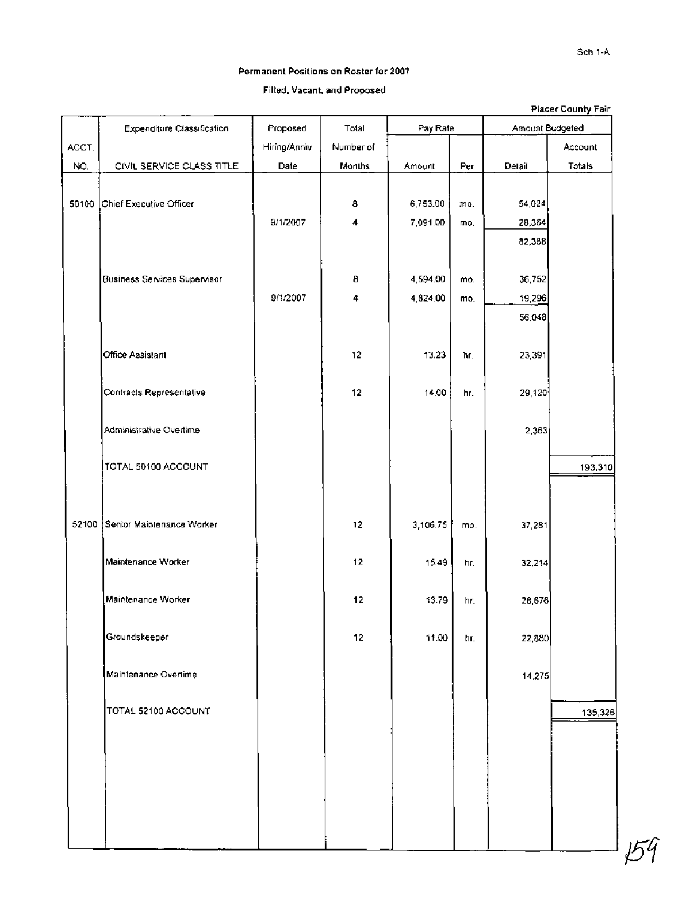Sch 1-A

**Permanent Positions on Roster for 2007**

**Filled, Vacant, and Proposed**

**Placer County Fair**

| ACCT. NO. | Expenditure Classification / CIVIL SERVICE CLASS TITLE | Proposed Hiring/Anniv Date | Total Number of Months | Pay Rate Amount | Pay Rate Per | Amount Budgeted Detail | Amount Budgeted Account Totals |
|---|---|---|---|---|---|---|---|
| 50100 | Chief Executive Officer | | 8 | 6,753.00 | mo. | 54,024 | |
| | | 9/1/2007 | 4 | 7,091.00 | mo. | 28,364 | |
| | | | | | | 82,388 | |
| | Business Services Supervisor | | 8 | 4,594.00 | mo. | 36,752 | |
| | | 9/1/2007 | 4 | 4,824.00 | mo. | 19,296 | |
| | | | | | | 56,048 | |
| | Office Assistant | | 12 | 13.23 | hr. | 23,391 | |
| | Contracts Representative | | 12 | 14.00 | hr. | 29,120 | |
| | Administrative Overtime | | | | | 2,363 | |
| | TOTAL 50100 ACCOUNT | | | | | | 193,310 |
| 52100 | Senior Maintenance Worker | | 12 | 3,106.75 | mo. | 37,281 | |
| | Maintenance Worker | | 12 | 15.49 | hr. | 32,214 | |
| | Maintenance Worker | | 12 | 13.79 | hr. | 28,676 | |
| | Groundskeeper | | 12 | 11.00 | hr. | 22,880 | |
| | Maintenance Overtime | | | | | 14,275 | |
| | TOTAL 52100 ACCOUNT | | | | | | 135,326 |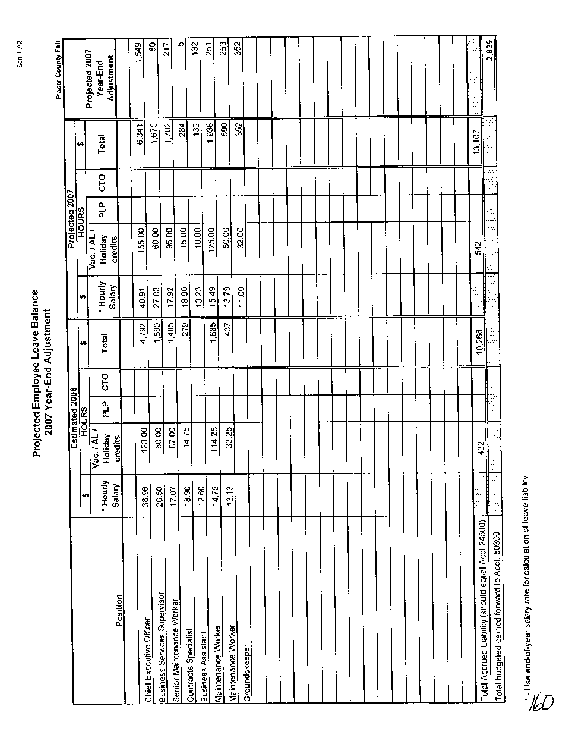Placer County Fair

# Projected Employee Leave Balance
## 2007 Year-End Adjustment

| Position | Estimated 2006 | | | | | Projected 2007 | | | | | Projected 2007 Year-End Adjustment |
|---|---|---|---|---|---|---|---|---|---|---|---|
| | $ | HOURS | | | $ | $ | HOURS | | | $ | |
| | * Hourly Salary | Vac. / AL / Holiday credits | PLP | CTO | Total | * Hourly Salary | Vac. / AL / Holiday credits | PLP | CTO | Total | |
| Chief Executive Officer | 38.96 | 123.00 | | | 4,792 | 40.91 | 155.00 | | | 6,341 | 1,549 |
| Business Services Supervisor | 26.50 | 60.00 | | | 1,590 | 27.83 | 60.00 | | | 1,670 | 80 |
| Senior Maintenance Worker | 17.07 | 87.00 | | | 1,485 | 17.92 | 95.00 | | | 1,702 | 217 |
| Contracts Specialist | 18.90 | 14.75 | | | 279 | 18.90 | 15.00 | | | 284 | 5 |
| Business Assistant | 12.60 | | | | | 13.23 | 10.00 | | | 132 | 132 |
| Maintenance Worker | 14.75 | 114.25 | | | 1,685 | 15.49 | 125.00 | | | 1,936 | 251 |
| Maintenance Worker | 13.13 | 33.25 | | | 437 | 13.79 | 50.00 | | | 690 | 253 |
| Groundskeeper | | | | | | 11.00 | 32.00 | | | 352 | 352 |
| Total Accrued Liability (should equal Acct 24500) | | 432 | | | 10,268 | | 542 | | | 13,107 | |
| Total budgeted carried forward to Acct 50300 | | | | | | | | | | | 2,839 |

* - Use end-of-year salary rate for calculation of leave liability.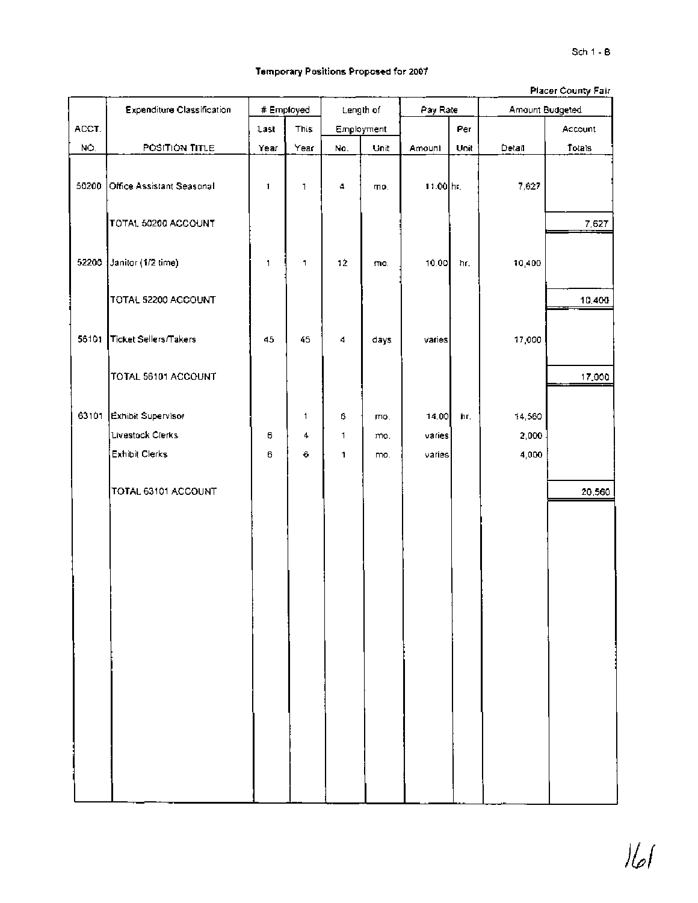Sch 1 - B

**Temporary Positions Proposed for 2007**

Placer County Fair

| ACCT. NO. | Expenditure Classification POSITION TITLE | # Employed Last Year | This Year | Length of Employment No. | Unit | Pay Rate Amount | Per Unit | Amount Budgeted Detail | Account Totals |
|---|---|---|---|---|---|---|---|---|---|
| 50200 | Office Assistant Seasonal | 1 | 1 | 4 | mo. | 11.00 | hr. | 7,627 | |
| | TOTAL 50200 ACCOUNT | | | | | | | | 7,627 |
| 52200 | Janitor (1/2 time) | 1 | 1 | 12 | mo. | 10.00 | hr. | 10,400 | |
| | TOTAL 52200 ACCOUNT | | | | | | | | 10,400 |
| 56101 | Ticket Sellers/Takers | 45 | 45 | 4 | days | varies | | 17,000 | |
| | TOTAL 56101 ACCOUNT | | | | | | | | 17,000 |
| 63101 | Exhibit Supervisor | | 1 | 6 | mo. | 14.00 | hr. | 14,560 | |
| | Livestock Clerks | 6 | 4 | 1 | mo. | varies | | 2,000 | |
| | Exhibit Clerks | 6 | 6 | 1 | mo. | varies | | 4,000 | |
| | TOTAL 63101 ACCOUNT | | | | | | | | 20,560 |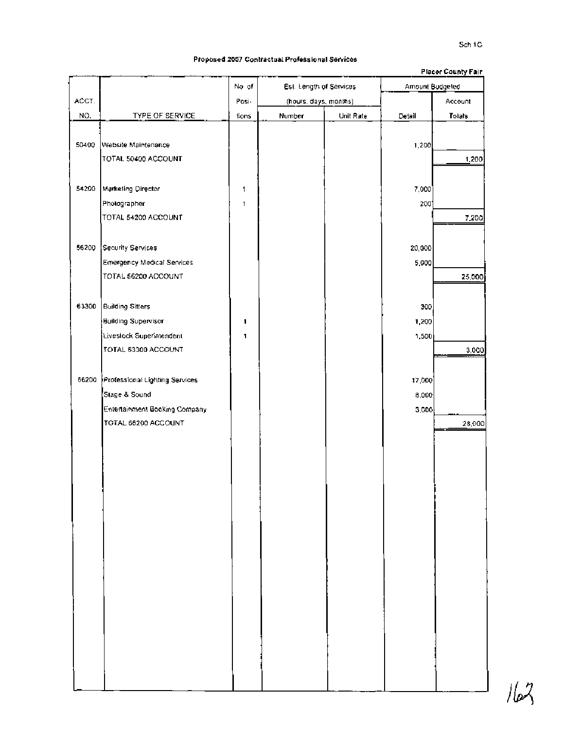Sch 1C

**Proposed 2007 Contractual Professional Services**

**Placer County Fair**

| ACCT. NO. | TYPE OF SERVICE | No. of Positions | Est. Length of Services (hours, days, months) Number | Unit Rate | Amount Budgeted Detail | Account Totals |
|---|---|---|---|---|---|---|
| 50400 | Website Maintenance | | | | 1,200 | |
| | TOTAL 50400 ACCOUNT | | | | | 1,200 |
| 54200 | Marketing Director | 1 | | | 7,000 | |
| | Photographer | 1 | | | 200 | |
| | TOTAL 54200 ACCOUNT | | | | | 7,200 |
| 56200 | Security Services | | | | 20,000 | |
| | Emergency Medical Services | | | | 5,000 | |
| | TOTAL 56200 ACCOUNT | | | | | 25,000 |
| 63300 | Building Sitters | | | | 300 | |
| | Building Supervisor | 1 | | | 1,200 | |
| | Livestock Superintendent | 1 | | | 1,500 | |
| | TOTAL 63300 ACCOUNT | | | | | 3,000 |
| 66200 | Professional Lighting Services | | | | 17,000 | |
| | Stage & Sound | | | | 8,000 | |
| | Entertainment Booking Company | | | | 3,000 | |
| | TOTAL 66200 ACCOUNT | | | | | 28,000 |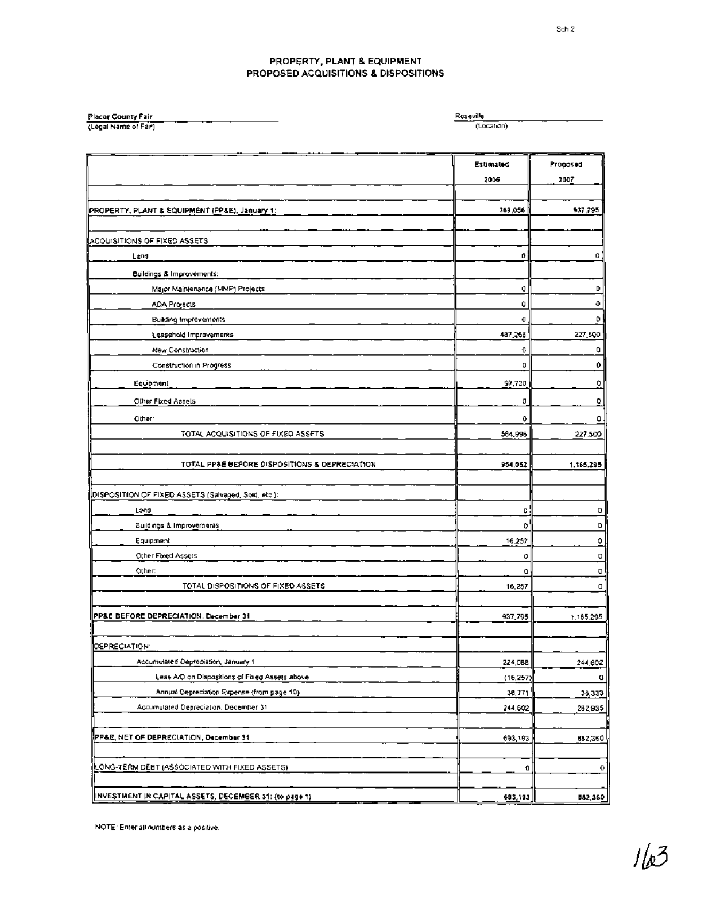# PROPERTY, PLANT & EQUIPMENT
## PROPOSED ACQUISITIONS & DISPOSITIONS

Placer County Fair
(Legal Name of Fair)

Roseville
(Location)

| | Estimated 2006 | Proposed 2007 |
|---|---|---|
| PROPERTY, PLANT & EQUIPMENT (PP&E), January 1: | 369,056 | 937,795 |
| ACQUISITIONS OF FIXED ASSETS | | |
| Land | 0 | 0 |
| Buildings & Improvements: | | |
| Major Maintenance (MMP) Projects | 0 | 0 |
| ADA Projects | 0 | 0 |
| Building Improvements | 0 | 0 |
| Leasehold Improvements | 487,266 | 227,500 |
| New Construction | 0 | 0 |
| Construction in Progress | 0 | 0 |
| Equipment | 97,730 | 0 |
| Other Fixed Assets | 0 | 0 |
| Other: | 0 | 0 |
| TOTAL ACQUISITIONS OF FIXED ASSETS | 584,996 | 227,500 |
| TOTAL PP&E BEFORE DISPOSITIONS & DEPRECIATION | 954,052 | 1,165,295 |
| DISPOSITION OF FIXED ASSETS (Salvaged, Sold, etc.): | | |
| Land | 0 | 0 |
| Buildings & Improvements | 0 | 0 |
| Equipment | 16,257 | 0 |
| Other Fixed Assets | 0 | 0 |
| Other: | 0 | 0 |
| TOTAL DISPOSITIONS OF FIXED ASSETS | 16,257 | 0 |
| PP&E BEFORE DEPRECIATION, December 31 | 937,795 | 1,165,295 |
| DEPRECIATION: | | |
| Accumulated Depreciation, January 1 | 224,088 | 244,602 |
| Less A/D on Dispositions of Fixed Assets above | (16,257) | 0 |
| Annual Depreciation Expense (from page 10) | 36,771 | 38,333 |
| Accumulated Depreciation, December 31 | 244,602 | 282,935 |
| PP&E, NET OF DEPRECIATION, December 31 | 693,193 | 882,360 |
| LONG-TERM DEBT (ASSOCIATED WITH FIXED ASSETS) | 0 | 0 |
| INVESTMENT IN CAPITAL ASSETS, DECEMBER 31: (to page 1) | 693,193 | 882,360 |

NOTE: Enter all numbers as a positive.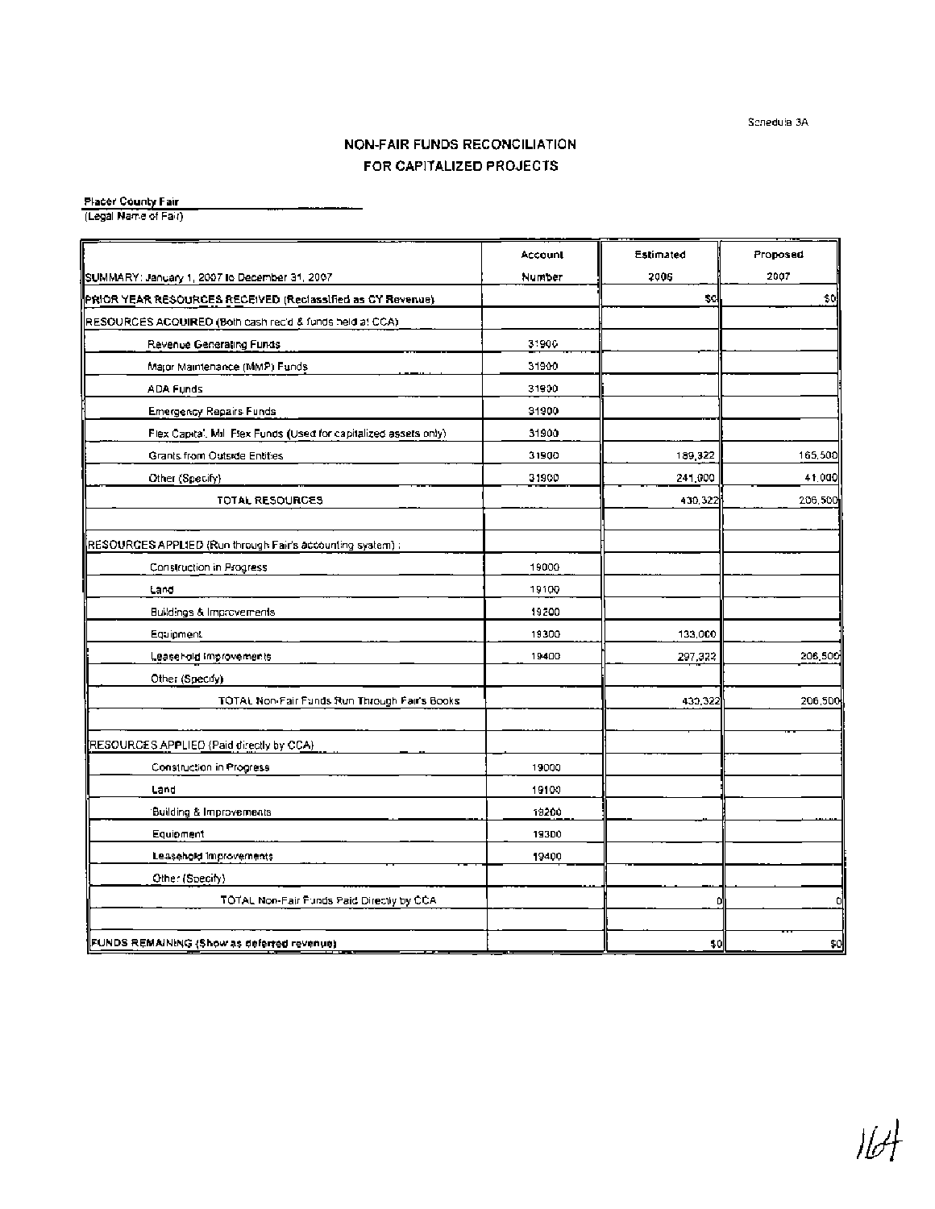Schedule 3A

## NON-FAIR FUNDS RECONCILIATION
## FOR CAPITALIZED PROJECTS

**Placer County Fair**
(Legal Name of Fair)

| SUMMARY: January 1, 2007 to December 31, 2007 | Account Number | Estimated 2006 | Proposed 2007 |
|---|---|---|---|
| **PRIOR YEAR RESOURCES RECEIVED (Reclassified as CY Revenue)** | | $0 | $0 |
| RESOURCES ACQUIRED (Both cash rec'd & funds held at CCA) | | | |
| Revenue Generating Funds | 31900 | | |
| Major Maintenance (MMP) Funds | 31900 | | |
| ADA Funds | 31900 | | |
| Emergency Repairs Funds | 31900 | | |
| Flex Capital, Mil Flex Funds (Used for capitalized assets only) | 31900 | | |
| Grants from Outside Entities | 31900 | 189,322 | 165,500 |
| Other (Specify) | 31900 | 241,000 | 41,000 |
| TOTAL RESOURCES | | 430,322 | 206,500 |
| | | | |
| RESOURCES APPLIED (Run through Fair's accounting system) : | | | |
| Construction in Progress | 19000 | | |
| Land | 19100 | | |
| Buildings & Improvements | 19200 | | |
| Equipment | 19300 | 133,000 | |
| Leasehold Improvements | 19400 | 297,322 | 206,500 |
| Other (Specify) | | | |
| TOTAL Non-Fair Funds Run Through Fair's Books | | 430,322 | 206,500 |
| | | | |
| RESOURCES APPLIED (Paid directly by CCA) | | | |
| Construction in Progress | 19000 | | |
| Land | 19100 | | |
| Building & Improvements | 19200 | | |
| Equipment | 19300 | | |
| Leasehold Improvements | 19400 | | |
| Other (Specify) | | | |
| TOTAL Non-Fair Funds Paid Directly by CCA | | 0 | 0 |
| | | | |
| **FUNDS REMAINING (Show as deferred revenue)** | | $0 | $0 |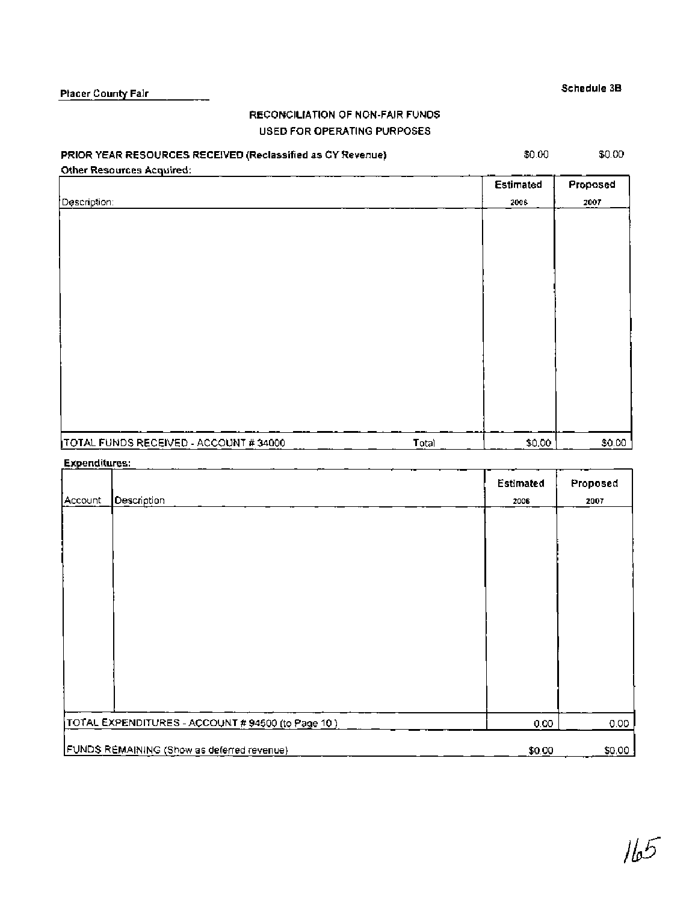Placer County Fair

Schedule 3B

## RECONCILIATION OF NON-FAIR FUNDS USED FOR OPERATING PURPOSES

**PRIOR YEAR RESOURCES RECEIVED (Reclassified as CY Revenue)** $0.00 $0.00

**Other Resources Acquired:**

| Description: | | Estimated 2006 | Proposed 2007 |
|---|---|---|---|
| | | | |
| TOTAL FUNDS RECEIVED - ACCOUNT # 34000 | Total | $0.00 | $0.00 |

**Expenditures:**

| Account | Description | Estimated 2006 | Proposed 2007 |
|---|---|---|---|
| | | | |
| TOTAL EXPENDITURES - ACCOUNT # 94500 (to Page 10) | | 0.00 | 0.00 |
| FUNDS REMAINING (Show as deferred revenue) | | $0.00 | $0.00 |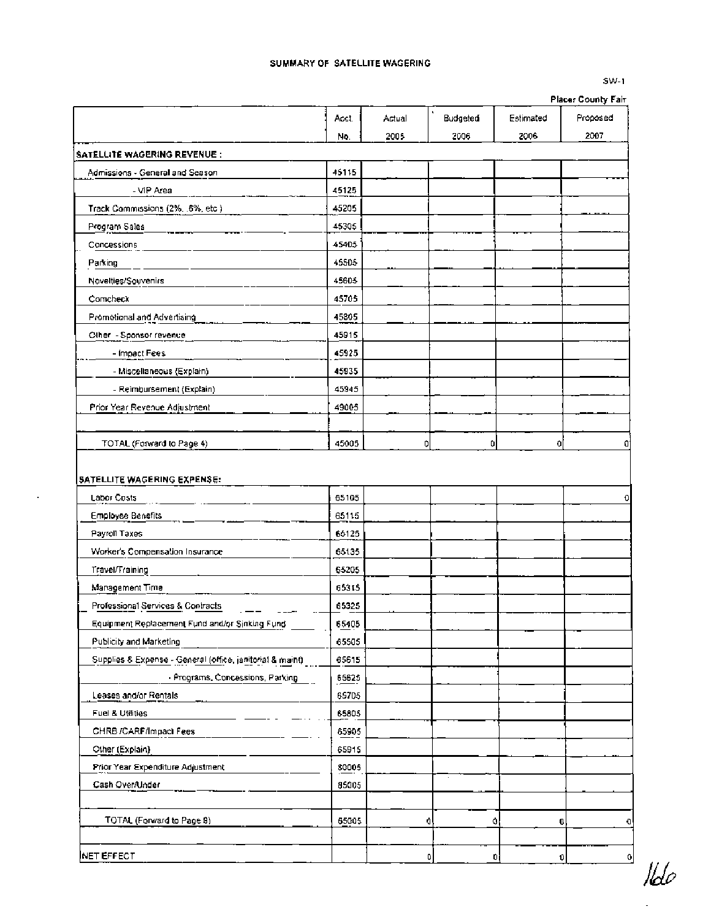# SUMMARY OF SATELLITE WAGERING

SW-1

Placer County Fair

| | Acct. No. | Actual 2005 | Budgeted 2006 | Estimated 2006 | Proposed 2007 |
|---|---|---|---|---|---|
| **SATELLITE WAGERING REVENUE :** | | | | | |
| Admissions - General and Season | 45115 | | | | |
| - VIP Area | 45125 | | | | |
| Track Commissions (2%, .6%, etc.) | 45205 | | | | |
| Program Sales | 45305 | | | | |
| Concessions | 45405 | | | | |
| Parking | 45505 | | | | |
| Novelties/Souvenirs | 45605 | | | | |
| Comcheck | 45705 | | | | |
| Promotional and Advertising | 45805 | | | | |
| Other - Sponsor revenue | 45915 | | | | |
| - Impact Fees | 45925 | | | | |
| - Miscellaneous (Explain) | 45935 | | | | |
| - Reimbursement (Explain) | 45945 | | | | |
| Prior Year Revenue Adjustment | 49005 | | | | |
| | | | | | |
| TOTAL (Forward to Page 4) | 45005 | 0 | 0 | 0 | 0 |
| | | | | | |
| **SATELLITE WAGERING EXPENSE:** | | | | | |
| Labor Costs | 65105 | | | | 0 |
| Employee Benefits | 65115 | | | | |
| Payroll Taxes | 65125 | | | | |
| Worker's Compensation Insurance | 65135 | | | | |
| Travel/Training | 65205 | | | | |
| Management Time | 65315 | | | | |
| Professional Services & Contracts | 65325 | | | | |
| Equipment Replacement Fund and/or Sinking Fund | 65405 | | | | |
| Publicity and Marketing | 65505 | | | | |
| Supplies & Expense - General (office, janitorial & maint) | 65615 | | | | |
| - Programs, Concessions, Parking | 65625 | | | | |
| Leases and/or Rentals | 65705 | | | | |
| Fuel & Utilities | 65805 | | | | |
| CHRB /CARF/Impact Fees | 65905 | | | | |
| Other (Explain) | 65915 | | | | |
| Prior Year Expenditure Adjustment | 80005 | | | | |
| Cash Over/Under | 85005 | | | | |
| | | | | | |
| TOTAL (Forward to Page 8) | 65005 | 0 | 0 | 0 | 0 |
| | | | | | |
| NET EFFECT | | 0 | 0 | 0 | 0 |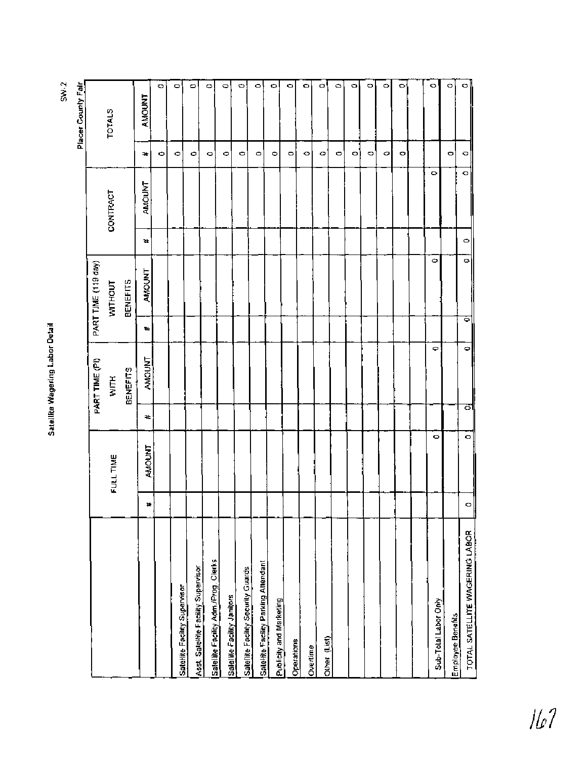# Satellite Wagering Labor Detail

SW-2

Placer County Fair

| | FULL TIME | | PART TIME (PI) WITH BENEFITS | | PART TIME (119 day) WITHOUT BENEFITS | | CONTRACT | | TOTALS | |
|---|---|---|---|---|---|---|---|---|---|---|
| | # | AMOUNT | # | AMOUNT | # | AMOUNT | # | AMOUNT | # | AMOUNT |
| | | | | | | | | | 0 | 0 |
| Satellite Facility Supervisor | | | | | | | | | 0 | 0 |
| Asst. Satellite Facility Supervisor | | | | | | | | | 0 | 0 |
| Satellite Facility Adm./Prog. Clerks | | | | | | | | | 0 | 0 |
| Satellite Facility Janitors | | | | | | | | | 0 | 0 |
| Satellite Facility Security Guards | | | | | | | | | 0 | 0 |
| Satellite Facility Parking Attendant | | | | | | | | | 0 | 0 |
| Publicity and Marketing | | | | | | | | | 0 | 0 |
| Operations | | | | | | | | | 0 | 0 |
| Overtime | | | | | | | | | 0 | 0 |
| Other (List) | | | | | | | | | 0 | 0 |
| | | | | | | | | | 0 | 0 |
| | | | | | | | | | 0 | 0 |
| | | | | | | | | | 0 | 0 |
| | | | | | | | | | 0 | 0 |
| | | | | | | | | | | |
| Sub-Total Labor Only | | 0 | | 0 | | 0 | | 0 | | 0 |
| Employee Benefits | | | | | | | | | 0 | 0 |
| TOTAL SATELLITE WAGERING LABOR | 0 | 0 | 0 | 0 | 0 | 0 | 0 | 0 | 0 | 0 |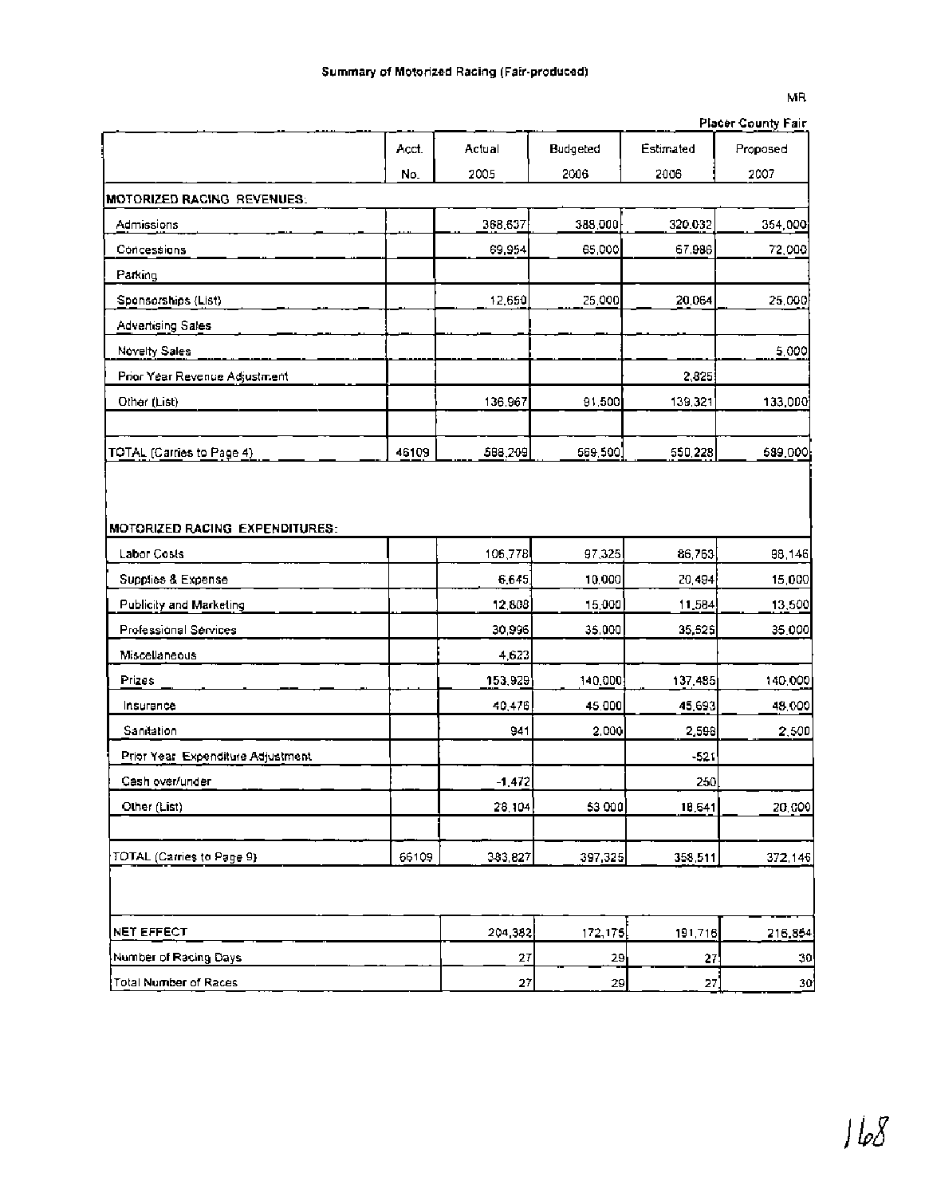# Summary of Motorized Racing (Fair-produced)

MR

Placer County Fair

| | Acct. No. | Actual 2005 | Budgeted 2006 | Estimated 2006 | Proposed 2007 |
|---|---|---|---|---|---|
| **MOTORIZED RACING REVENUES:** | | | | | |
| Admissions | | 368,637 | 388,000 | 320,032 | 354,000 |
| Concessions | | 69,954 | 65,000 | 67,986 | 72,000 |
| Parking | | | | | |
| Sponsorships (List) | | 12,650 | 25,000 | 20,064 | 25,000 |
| Advertising Sales | | | | | |
| Novelty Sales | | | | | 5,000 |
| Prior Year Revenue Adjustment | | | | 2,825 | |
| Other (List) | | 136,967 | 91,500 | 139,321 | 133,000 |
| | | | | | |
| TOTAL (Carries to Page 4) | 46109 | 588,209 | 569,500 | 550,228 | 589,000 |
| **MOTORIZED RACING EXPENDITURES:** | | | | | |
| Labor Costs | | 106,778 | 97,325 | 86,763 | 98,146 |
| Supplies & Expense | | 6,645 | 10,000 | 20,494 | 15,000 |
| Publicity and Marketing | | 12,808 | 15,000 | 11,584 | 13,500 |
| Professional Services | | 30,996 | 35,000 | 35,525 | 35,000 |
| Miscellaneous | | 4,623 | | | |
| Prizes | | 153,929 | 140,000 | 137,485 | 140,000 |
| Insurance | | 40,476 | 45,000 | 45,693 | 48,000 |
| Sanitation | | 941 | 2,000 | 2,598 | 2,500 |
| Prior Year Expenditure Adjustment | | | | -521 | |
| Cash over/under | | -1,472 | | 250 | |
| Other (List) | | 28,104 | 53,000 | 18,641 | 20,000 |
| | | | | | |
| TOTAL (Carries to Page 9) | 66109 | 383,827 | 397,325 | 358,511 | 372,146 |
| | | | | | |
| NET EFFECT | | 204,382 | 172,175 | 191,716 | 216,854 |
| Number of Racing Days | | 27 | 29 | 27 | 30 |
| Total Number of Races | | 27 | 29 | 27 | 30 |

168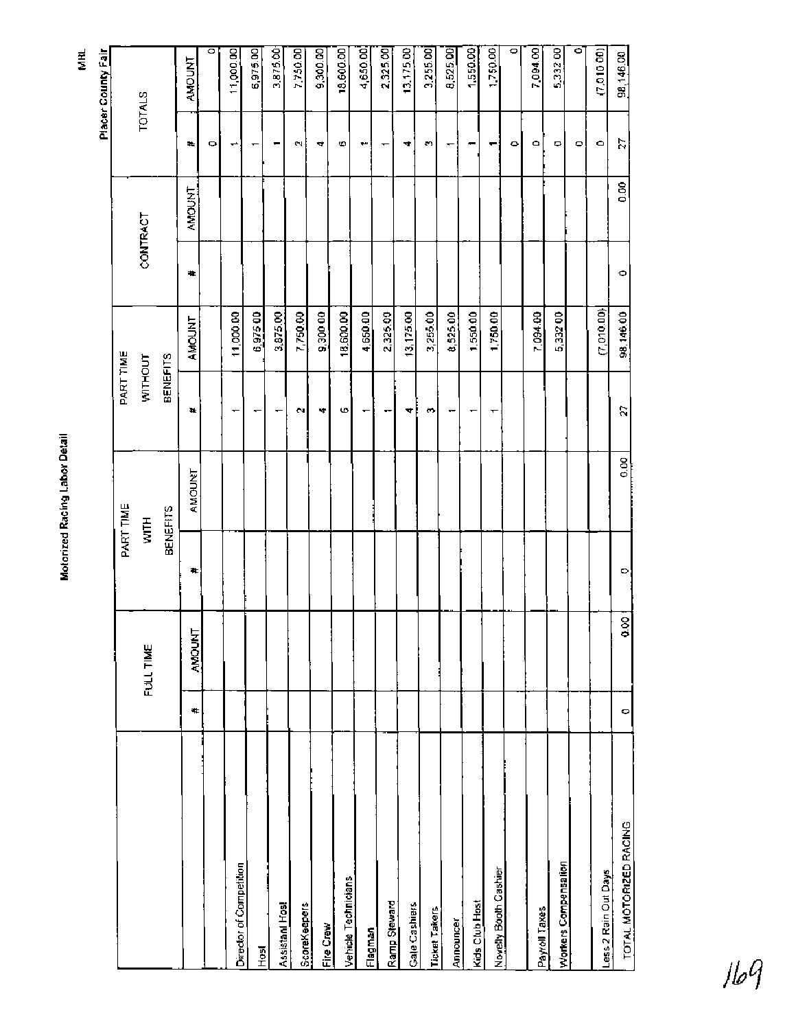# Motorized Racing Labor Detail

MRL

Placer County Fair

| | FULL TIME | | PART TIME WITH BENEFITS | | PART TIME WITHOUT BENEFITS | | CONTRACT | | TOTALS | |
|---|---|---|---|---|---|---|---|---|---|---|
| | # | AMOUNT | # | AMOUNT | # | AMOUNT | # | AMOUNT | # | AMOUNT |
| | | | | | | | | | 0 | 0 |
| Director of Competition | | | | | 1 | 11,000.00 | | | 1 | 11,000.00 |
| Host | | | | | 1 | 6,975.00 | | | 1 | 6,975.00 |
| Assistant Host | | | | | 1 | 3,875.00 | | | 1 | 3,875.00 |
| ScoreKeepers | | | | | 2 | 7,750.00 | | | 2 | 7,750.00 |
| Fire Crew | | | | | 4 | 9,300.00 | | | 4 | 9,300.00 |
| Vehicle Technicians | | | | | 6 | 18,600.00 | | | 6 | 18,600.00 |
| Flagman | | | | | 1 | 4,650.00 | | | 1 | 4,650.00 |
| Ramp Steward | | | | | 1 | 2,325.00 | | | 1 | 2,325.00 |
| Gate Cashiers | | | | | 4 | 13,175.00 | | | 4 | 13,175.00 |
| Ticket Takers | | | | | 3 | 3,255.00 | | | 3 | 3,255.00 |
| Announcer | | | | | 1 | 8,525.00 | | | 1 | 8,525.00 |
| Kids Club Host | | | | | 1 | 1,550.00 | | | 1 | 1,550.00 |
| Novelty Booth Cashier | | | | | 1 | 1,750.00 | | | 1 | 1,750.00 |
| | | | | | | | | | 0 | 0 |
| Payroll Taxes | | | | | | 7,094.00 | | | 0 | 7,094.00 |
| Workers Compensation | | | | | | 5,332.00 | | | 0 | 5,332.00 |
| | | | | | | | | | 0 | 0 |
| Less 2 Rain Out Days | | | | | | (7,010.00) | | | 0 | (7,010.00) |
| TOTAL MOTORIZED RACING | 0 | 0.00 | 0 | 0.00 | 27 | 98,146.00 | 0 | 0.00 | 27 | 98,146.00 |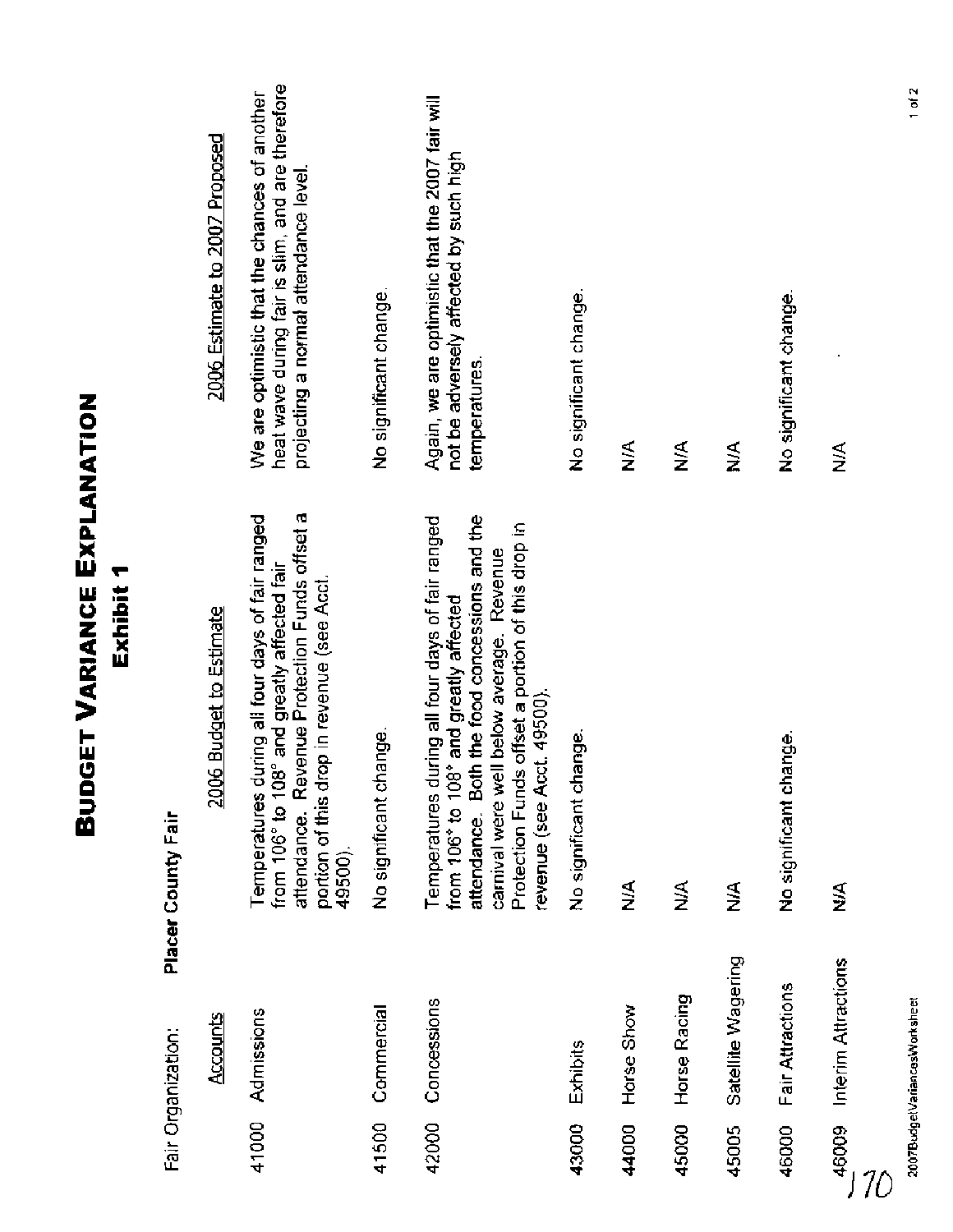# Budget Variance Explanation

## Exhibit 1

Fair Organization: **Placer County Fair**

| | Accounts | 2006 Budget to Estimate | 2006 Estimate to 2007 Proposed |
|---|---|---|---|
| 41000 | Admissions | Temperatures during all four days of fair ranged from 106° to 108° and greatly affected fair attendance. Revenue Protection Funds offset a portion of this drop in revenue (see Acct. 49500). | We are optimistic that the chances of another heat wave during fair is slim, and are therefore projecting a normal attendance level. |
| 41500 | Commercial | No significant change. | No significant change. |
| 42000 | Concessions | Temperatures during all four days of fair ranged from 106° to 108° and greatly affected attendance. Both the food concessions and the carnival were well below average. Revenue Protection Funds offset a portion of this drop in revenue (see Acct. 49500). | Again, we are optimistic that the 2007 fair will not be adversely affected by such high temperatures. |
| 43000 | Exhibits | No significant change. | No significant change. |
| 44000 | Horse Show | N/A | N/A |
| 45000 | Horse Racing | N/A | N/A |
| 45005 | Satellite Wagering | N/A | N/A |
| 46000 | Fair Attractions | No significant change. | No significant change. |
| 46009 | Interim Attractions | N/A | N/A |

2007BudgetVariancesWorksheet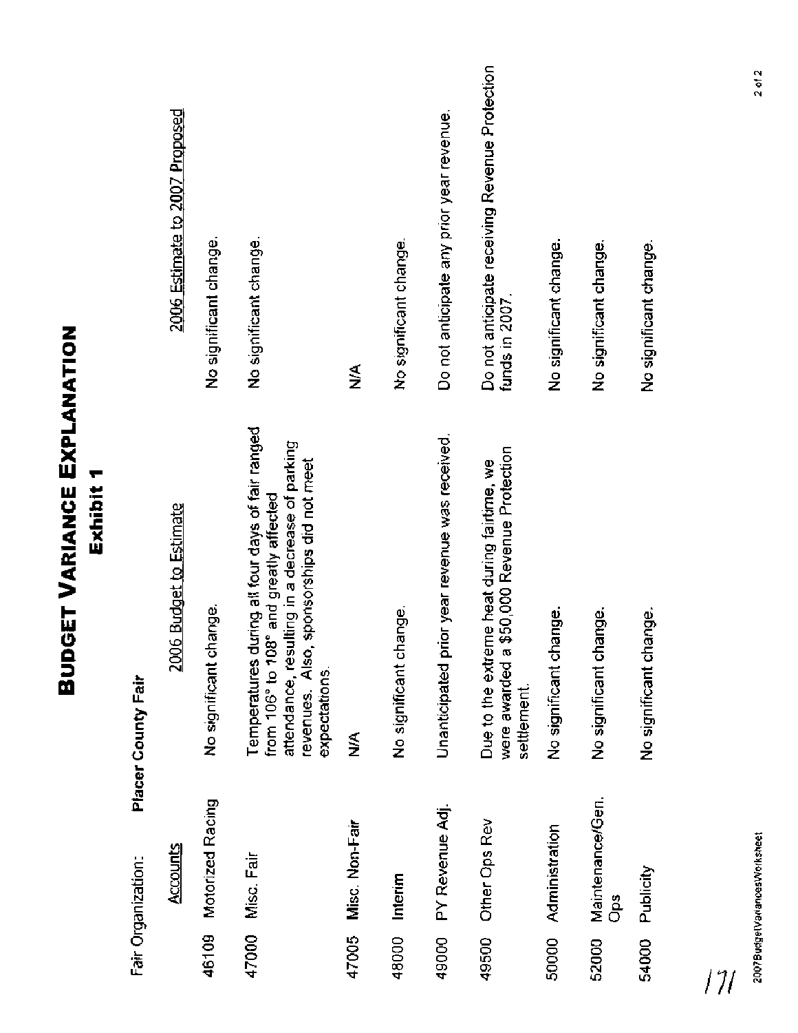# BUDGET VARIANCE EXPLANATION

## Exhibit 1

**Fair Organization:** **Placer County Fair**

| | Accounts | 2006 Budget to Estimate | 2006 Estimate to 2007 Proposed |
|---|---|---|---|
| 46109 | Motorized Racing | No significant change. | No significant change. |
| 47000 | Misc. Fair | Temperatures during all four days of fair ranged from 106° to 108° and greatly affected attendance, resulting in a decrease of parking revenues. Also, sponsorships did not meet expectations. | No significant change. |
| 47005 | Misc. Non-Fair | N/A | N/A |
| 48000 | Interim | No significant change. | No significant change. |
| 49000 | PY Revenue Adj. | Unanticipated prior year revenue was received. | Do not anticipate any prior year revenue. |
| 49500 | Other Ops Rev | Due to the extreme heat during fairtime, we were awarded a $50,000 Revenue Protection settlement. | Do not anticipate receiving Revenue Protection funds in 2007. |
| 50000 | Administration | No significant change. | No significant change. |
| 52000 | Maintenance/Gen. Ops | No significant change. | No significant change. |
| 54000 | Publicity | No significant change. | No significant change. |

171

2007BudgetVariancesWorksheet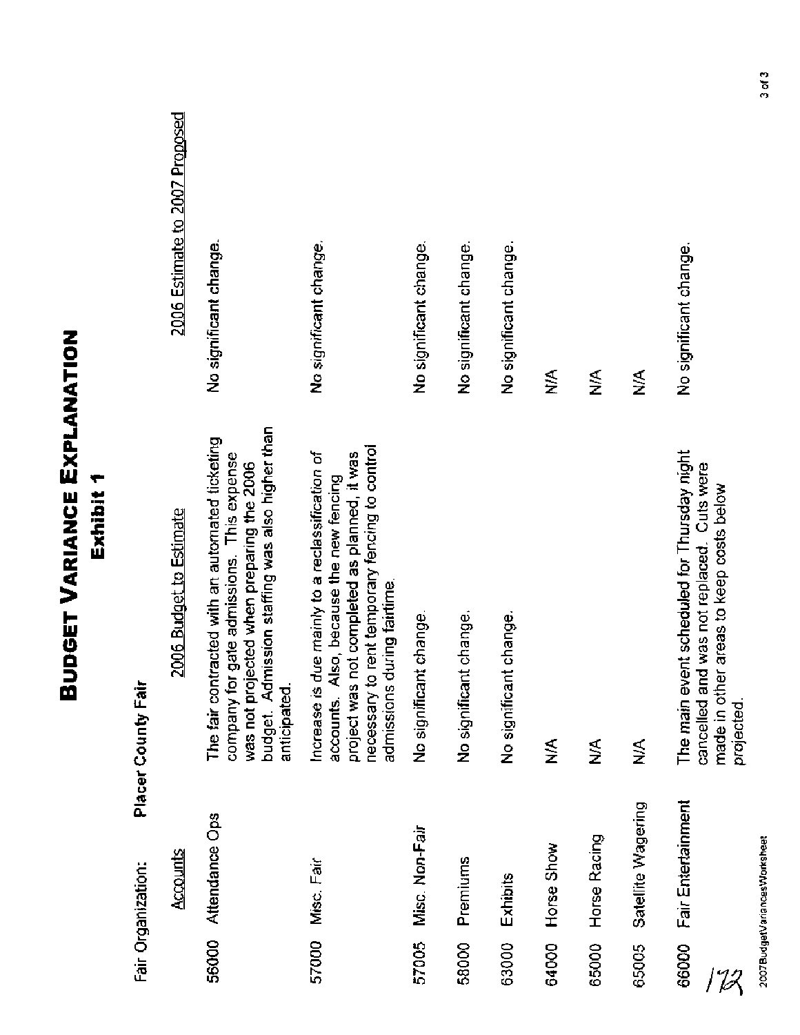# Budget Variance Explanation

## Exhibit 1

Fair Organization: **Placer County Fair**

| Accounts | | 2006 Budget to Estimate | 2006 Estimate to 2007 Proposed |
|---|---|---|---|
| 56000 | Attendance Ops | The fair contracted with an automated ticketing company for gate admissions. This expense was not projected when preparing the 2006 budget. Admission staffing was also higher than anticipated. | No significant change. |
| 57000 | Misc. Fair | Increase is due mainly to a reclassification of accounts. Also, because the new fencing project was not completed as planned, it was necessary to rent temporary fencing to control admissions during fairtime. | No significant change. |
| 57005 | Misc. Non-Fair | No significant change. | No significant change. |
| 58000 | Premiums | No significant change. | No significant change. |
| 63000 | Exhibits | No significant change. | No significant change. |
| 64000 | Horse Show | N/A | N/A |
| 65000 | Horse Racing | N/A | N/A |
| 65005 | Satellite Wagering | N/A | N/A |
| 66000 | Fair Entertainment | The main event scheduled for Thursday night cancelled and was not replaced. Cuts were made in other areas to keep costs below projected. | No significant change. |

172

2007BudgetVariancesWorksheet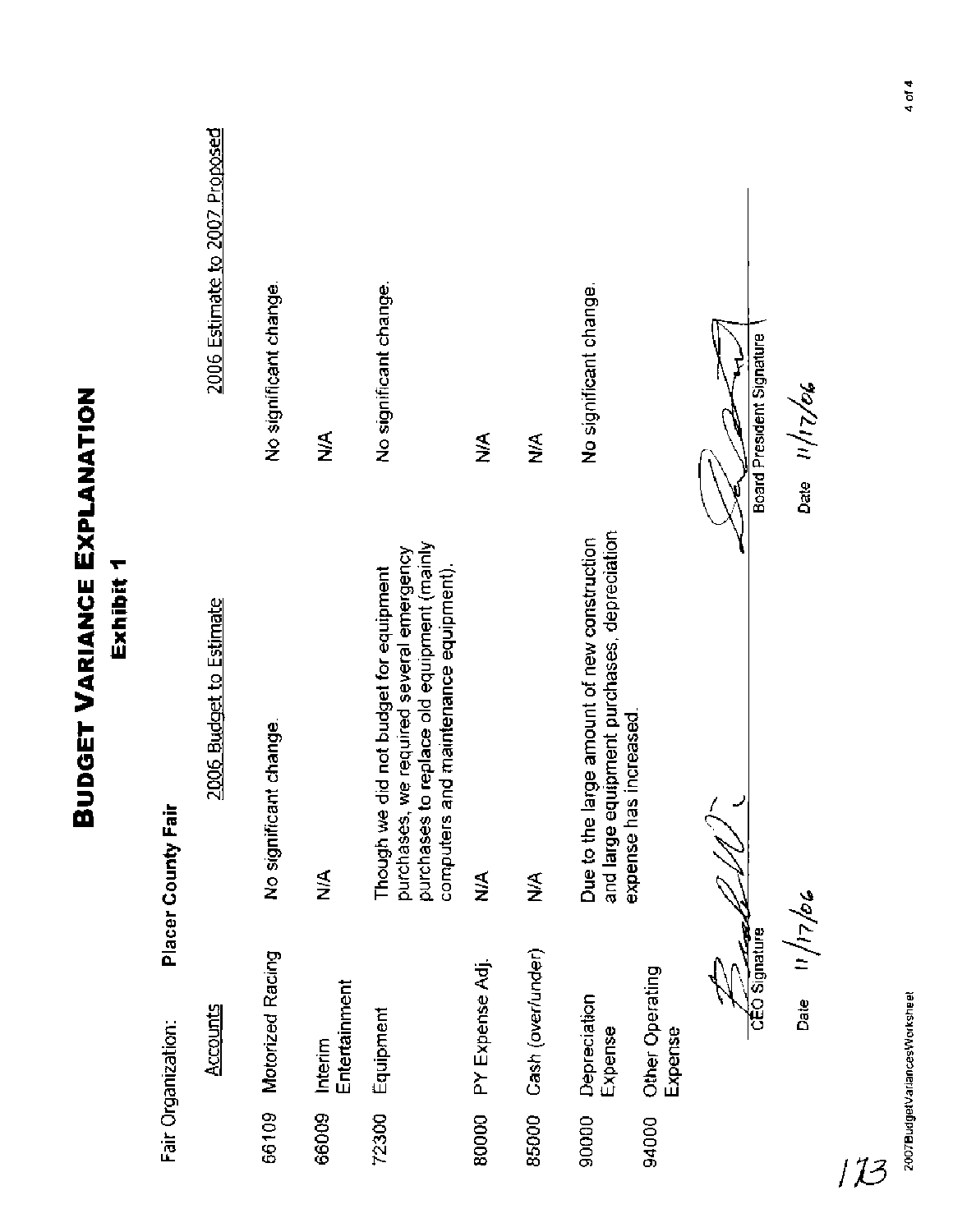# BUDGET VARIANCE EXPLANATION

## Exhibit 1

Fair Organization: **Placer County Fair**

| | Accounts | 2006 Budget to Estimate | 2006 Estimate to 2007 Proposed |
|---|---|---|---|
| 66109 | Motorized Racing | No significant change. | No significant change. |
| 66009 | Interim Entertainment | N/A | N/A |
| 72300 | Equipment | Though we did not budget for equipment purchases, we required several emergency purchases to replace old equipment (mainly computers and maintenance equipment). | No significant change. |
| 80000 | PY Expense Adj. | N/A | N/A |
| 85000 | Cash (over/under) | N/A | N/A |
| 90000 | Depreciation Expense | Due to the large amount of new construction and large equipment purchases, depreciation expense has increased. | No significant change. |
| 94000 | Other Operating Expense | | |

CEO Signature

Date 11/17/06

Board President Signature

Date 11/17/06

123

2007BudgetVariancesWorksheet